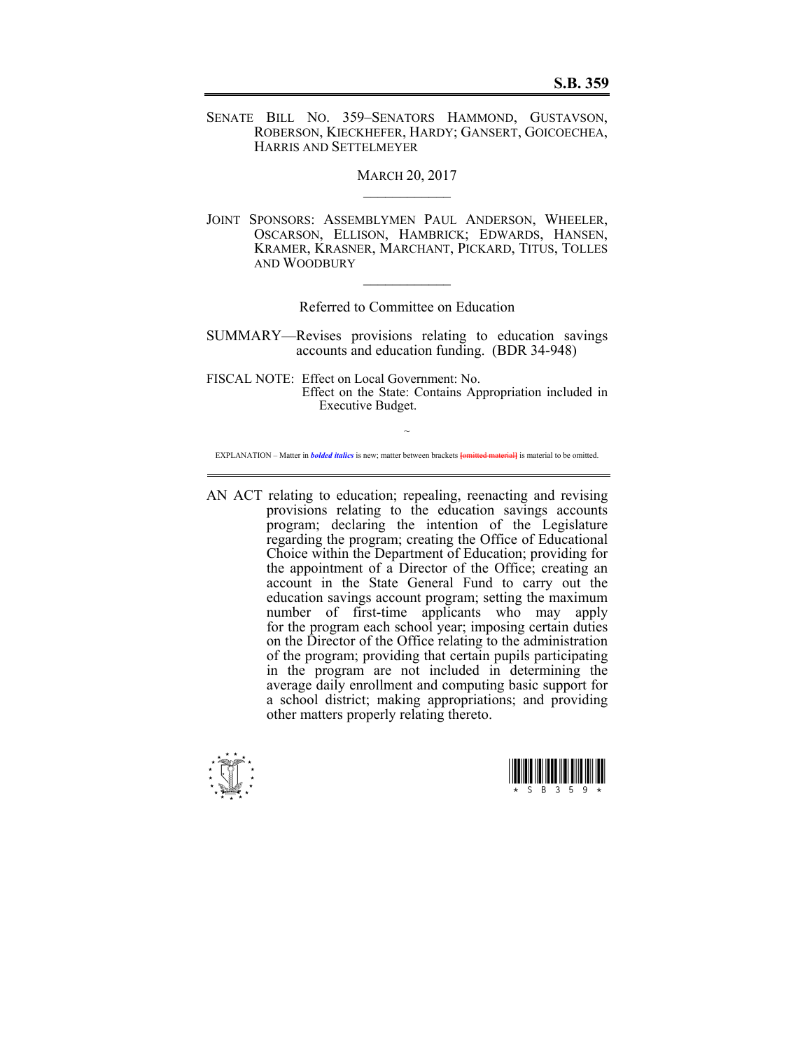**S.B. 359**

SENATE BILL NO. 359–SENATORS HAMMOND, GUSTAVSON, ROBERSON, KIECKHEFER, HARDY; GANSERT, GOICOECHEA, HARRIS AND SETTELMEYER

MARCH 20, 2017

JOINT SPONSORS: ASSEMBLYMEN PAUL ANDERSON, WHEELER, OSCARSON, ELLISON, HAMBRICK; EDWARDS, HANSEN, KRAMER, KRASNER, MARCHANT, PICKARD, TITUS, TOLLES AND WOODBURY

Referred to Committee on Education

SUMMARY—Revises provisions relating to education savings accounts and education funding. (BDR 34-948)

FISCAL NOTE: Effect on Local Government: No.
Effect on the State: Contains Appropriation included in Executive Budget.

~

EXPLANATION – Matter in ***bolded italics*** is new; matter between brackets [omitted material] is material to be omitted.

AN ACT relating to education; repealing, reenacting and revising provisions relating to the education savings accounts program; declaring the intention of the Legislature regarding the program; creating the Office of Educational Choice within the Department of Education; providing for the appointment of a Director of the Office; creating an account in the State General Fund to carry out the education savings account program; setting the maximum number of first-time applicants who may apply for the program each school year; imposing certain duties on the Director of the Office relating to the administration of the program; providing that certain pupils participating in the program are not included in determining the average daily enrollment and computing basic support for a school district; making appropriations; and providing other matters properly relating thereto.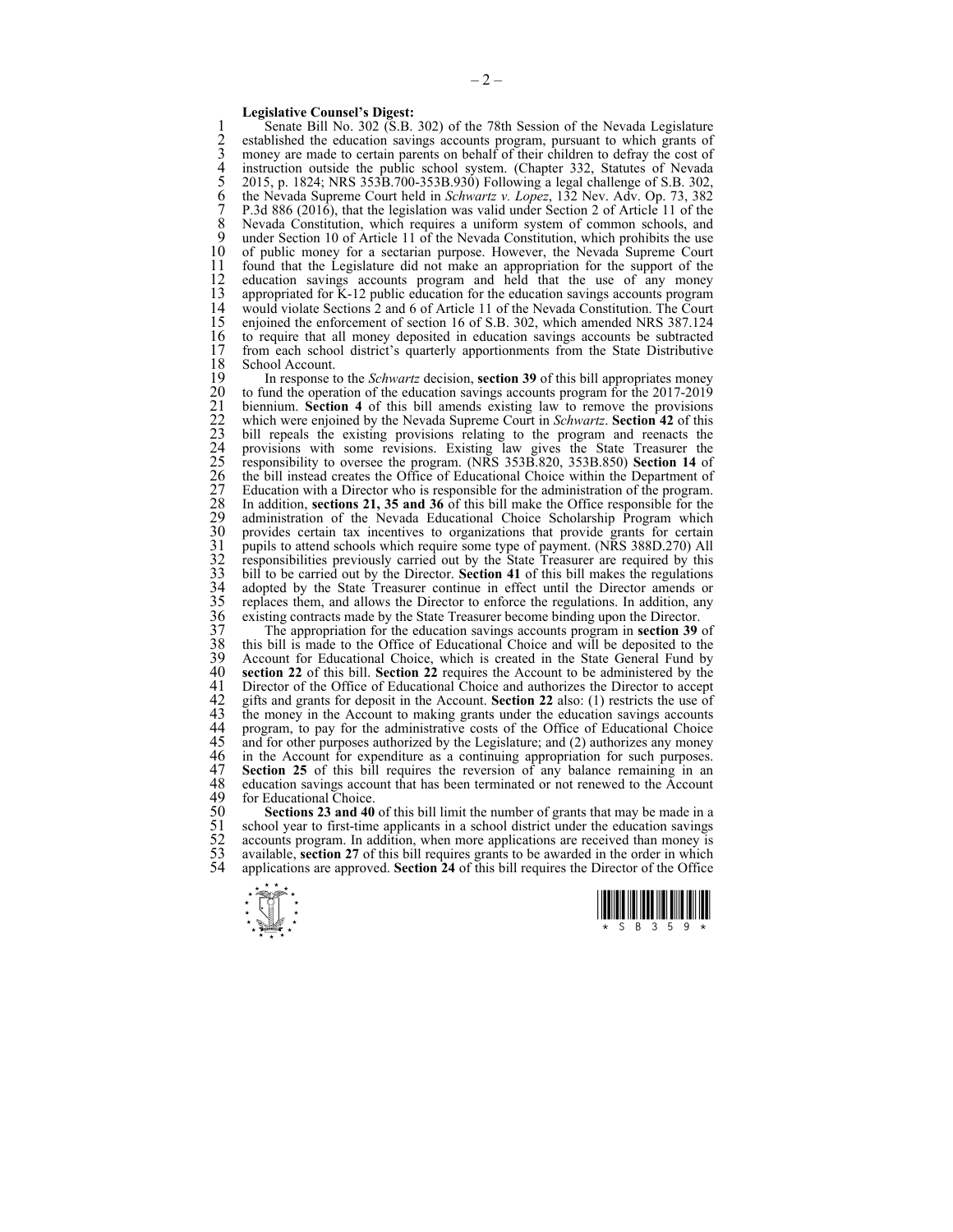**Legislative Counsel's Digest:**

Senate Bill No. 302 (S.B. 302) of the 78th Session of the Nevada Legislature established the education savings accounts program, pursuant to which grants of money are made to certain parents on behalf of their children to defray the cost of instruction outside the public school system. (Chapter 332, Statutes of Nevada 2015, p. 1824; NRS 353B.700-353B.930) Following a legal challenge of S.B. 302, the Nevada Supreme Court held in *Schwartz v. Lopez*, 132 Nev. Adv. Op. 73, 382 P.3d 886 (2016), that the legislation was valid under Section 2 of Article 11 of the Nevada Constitution, which requires a uniform system of common schools, and under Section 10 of Article 11 of the Nevada Constitution, which prohibits the use of public money for a sectarian purpose. However, the Nevada Supreme Court found that the Legislature did not make an appropriation for the support of the education savings accounts program and held that the use of any money appropriated for K-12 public education for the education savings accounts program would violate Sections 2 and 6 of Article 11 of the Nevada Constitution. The Court enjoined the enforcement of section 16 of S.B. 302, which amended NRS 387.124 to require that all money deposited in education savings accounts be subtracted from each school district's quarterly apportionments from the State Distributive School Account.

In response to the *Schwartz* decision, **section 39** of this bill appropriates money to fund the operation of the education savings accounts program for the 2017-2019 biennium. **Section 4** of this bill amends existing law to remove the provisions which were enjoined by the Nevada Supreme Court in *Schwartz*. **Section 42** of this bill repeals the existing provisions relating to the program and reenacts the provisions with some revisions. Existing law gives the State Treasurer the responsibility to oversee the program. (NRS 353B.820, 353B.850) **Section 14** of the bill instead creates the Office of Educational Choice within the Department of Education with a Director who is responsible for the administration of the program. In addition, **sections 21, 35 and 36** of this bill make the Office responsible for the administration of the Nevada Educational Choice Scholarship Program which provides certain tax incentives to organizations that provide grants for certain pupils to attend schools which require some type of payment. (NRS 388D.270) All responsibilities previously carried out by the State Treasurer are required by this bill to be carried out by the Director. **Section 41** of this bill makes the regulations adopted by the State Treasurer continue in effect until the Director amends or replaces them, and allows the Director to enforce the regulations. In addition, any existing contracts made by the State Treasurer become binding upon the Director.

The appropriation for the education savings accounts program in **section 39** of this bill is made to the Office of Educational Choice and will be deposited to the Account for Educational Choice, which is created in the State General Fund by **section 22** of this bill. **Section 22** requires the Account to be administered by the Director of the Office of Educational Choice and authorizes the Director to accept gifts and grants for deposit in the Account. **Section 22** also: (1) restricts the use of the money in the Account to making grants under the education savings accounts program, to pay for the administrative costs of the Office of Educational Choice and for other purposes authorized by the Legislature; and (2) authorizes any money in the Account for expenditure as a continuing appropriation for such purposes. **Section 25** of this bill requires the reversion of any balance remaining in an education savings account that has been terminated or not renewed to the Account for Educational Choice.

**Sections 23 and 40** of this bill limit the number of grants that may be made in a school year to first-time applicants in a school district under the education savings accounts program. In addition, when more applications are received than money is available, **section 27** of this bill requires grants to be awarded in the order in which applications are approved. **Section 24** of this bill requires the Director of the Office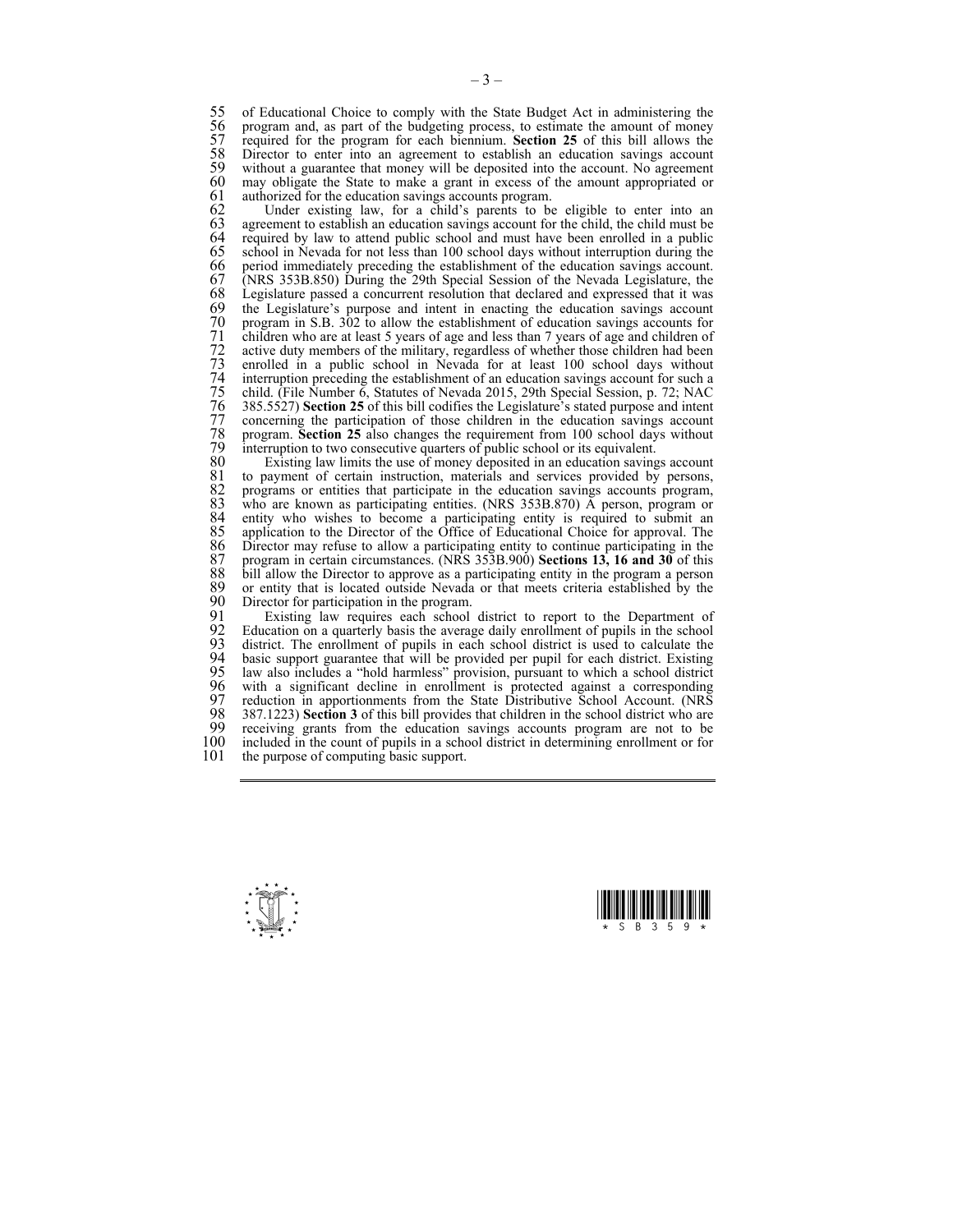of Educational Choice to comply with the State Budget Act in administering the program and, as part of the budgeting process, to estimate the amount of money required for the program for each biennium. **Section 25** of this bill allows the Director to enter into an agreement to establish an education savings account without a guarantee that money will be deposited into the account. No agreement may obligate the State to make a grant in excess of the amount appropriated or authorized for the education savings accounts program.

Under existing law, for a child's parents to be eligible to enter into an agreement to establish an education savings account for the child, the child must be required by law to attend public school and must have been enrolled in a public school in Nevada for not less than 100 school days without interruption during the period immediately preceding the establishment of the education savings account. (NRS 353B.850) During the 29th Special Session of the Nevada Legislature, the Legislature passed a concurrent resolution that declared and expressed that it was the Legislature's purpose and intent in enacting the education savings account program in S.B. 302 to allow the establishment of education savings accounts for children who are at least 5 years of age and less than 7 years of age and children of active duty members of the military, regardless of whether those children had been enrolled in a public school in Nevada for at least 100 school days without interruption preceding the establishment of an education savings account for such a child. (File Number 6, Statutes of Nevada 2015, 29th Special Session, p. 72; NAC 385.5527) **Section 25** of this bill codifies the Legislature's stated purpose and intent concerning the participation of those children in the education savings account program. **Section 25** also changes the requirement from 100 school days without interruption to two consecutive quarters of public school or its equivalent.

Existing law limits the use of money deposited in an education savings account to payment of certain instruction, materials and services provided by persons, programs or entities that participate in the education savings accounts program, who are known as participating entities. (NRS 353B.870) A person, program or entity who wishes to become a participating entity is required to submit an application to the Director of the Office of Educational Choice for approval. The Director may refuse to allow a participating entity to continue participating in the program in certain circumstances. (NRS 353B.900) **Sections 13, 16 and 30** of this bill allow the Director to approve as a participating entity in the program a person or entity that is located outside Nevada or that meets criteria established by the Director for participation in the program.

Existing law requires each school district to report to the Department of Education on a quarterly basis the average daily enrollment of pupils in the school district. The enrollment of pupils in each school district is used to calculate the basic support guarantee that will be provided per pupil for each district. Existing law also includes a "hold harmless" provision, pursuant to which a school district with a significant decline in enrollment is protected against a corresponding reduction in apportionments from the State Distributive School Account. (NRS 387.1223) **Section 3** of this bill provides that children in the school district who are receiving grants from the education savings accounts program are not to be included in the count of pupils in a school district in determining enrollment or for the purpose of computing basic support.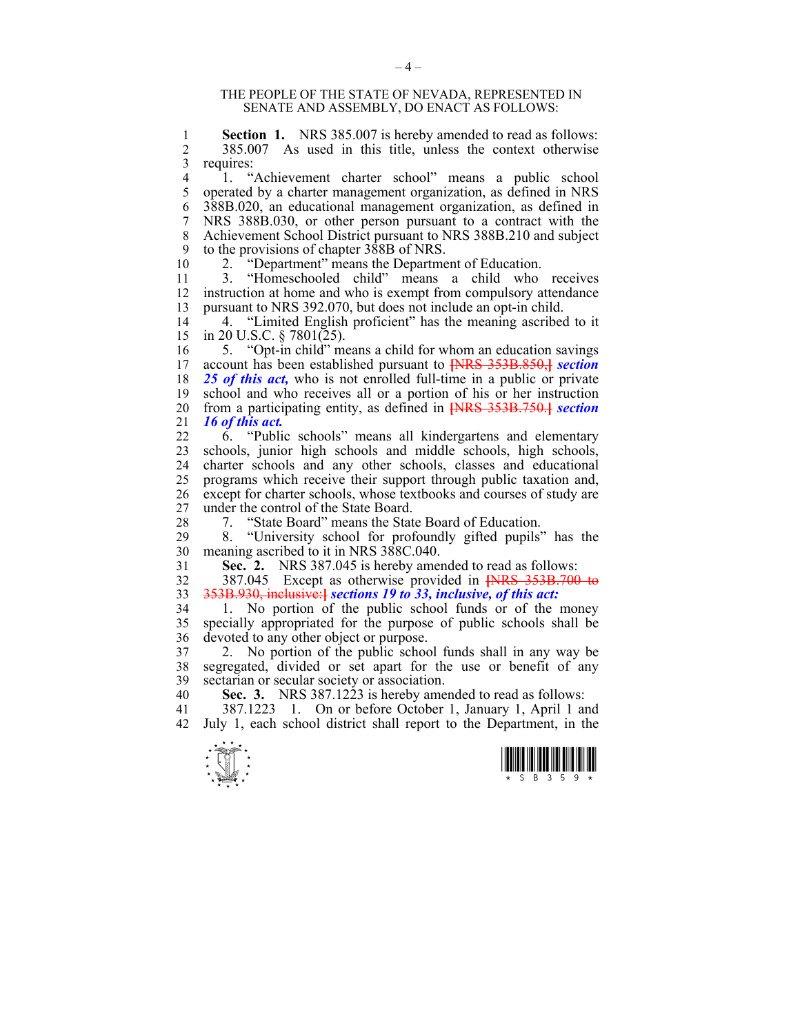THE PEOPLE OF THE STATE OF NEVADA, REPRESENTED IN SENATE AND ASSEMBLY, DO ENACT AS FOLLOWS:

**Section 1.** NRS 385.007 is hereby amended to read as follows:

385.007 As used in this title, unless the context otherwise requires:

1. "Achievement charter school" means a public school operated by a charter management organization, as defined in NRS 388B.020, an educational management organization, as defined in NRS 388B.030, or other person pursuant to a contract with the Achievement School District pursuant to NRS 388B.210 and subject to the provisions of chapter 388B of NRS.

2. "Department" means the Department of Education.

3. "Homeschooled child" means a child who receives instruction at home and who is exempt from compulsory attendance pursuant to NRS 392.070, but does not include an opt-in child.

4. "Limited English proficient" has the meaning ascribed to it in 20 U.S.C. § 7801(25).

5. "Opt-in child" means a child for whom an education savings account has been established pursuant to [NRS 353B.850,] ***section 25 of this act,*** who is not enrolled full-time in a public or private school and who receives all or a portion of his or her instruction from a participating entity, as defined in [NRS 353B.750.] ***section 16 of this act.***

6. "Public schools" means all kindergartens and elementary schools, junior high schools and middle schools, high schools, charter schools and any other schools, classes and educational programs which receive their support through public taxation and, except for charter schools, whose textbooks and courses of study are under the control of the State Board.

7. "State Board" means the State Board of Education.

8. "University school for profoundly gifted pupils" has the meaning ascribed to it in NRS 388C.040.

**Sec. 2.** NRS 387.045 is hereby amended to read as follows:

387.045 Except as otherwise provided in [NRS 353B.700 to 353B.930, inclusive:] ***sections 19 to 33, inclusive, of this act:***

1. No portion of the public school funds or of the money specially appropriated for the purpose of public schools shall be devoted to any other object or purpose.

2. No portion of the public school funds shall in any way be segregated, divided or set apart for the use or benefit of any sectarian or secular society or association.

**Sec. 3.** NRS 387.1223 is hereby amended to read as follows:

387.1223 1. On or before October 1, January 1, April 1 and July 1, each school district shall report to the Department, in the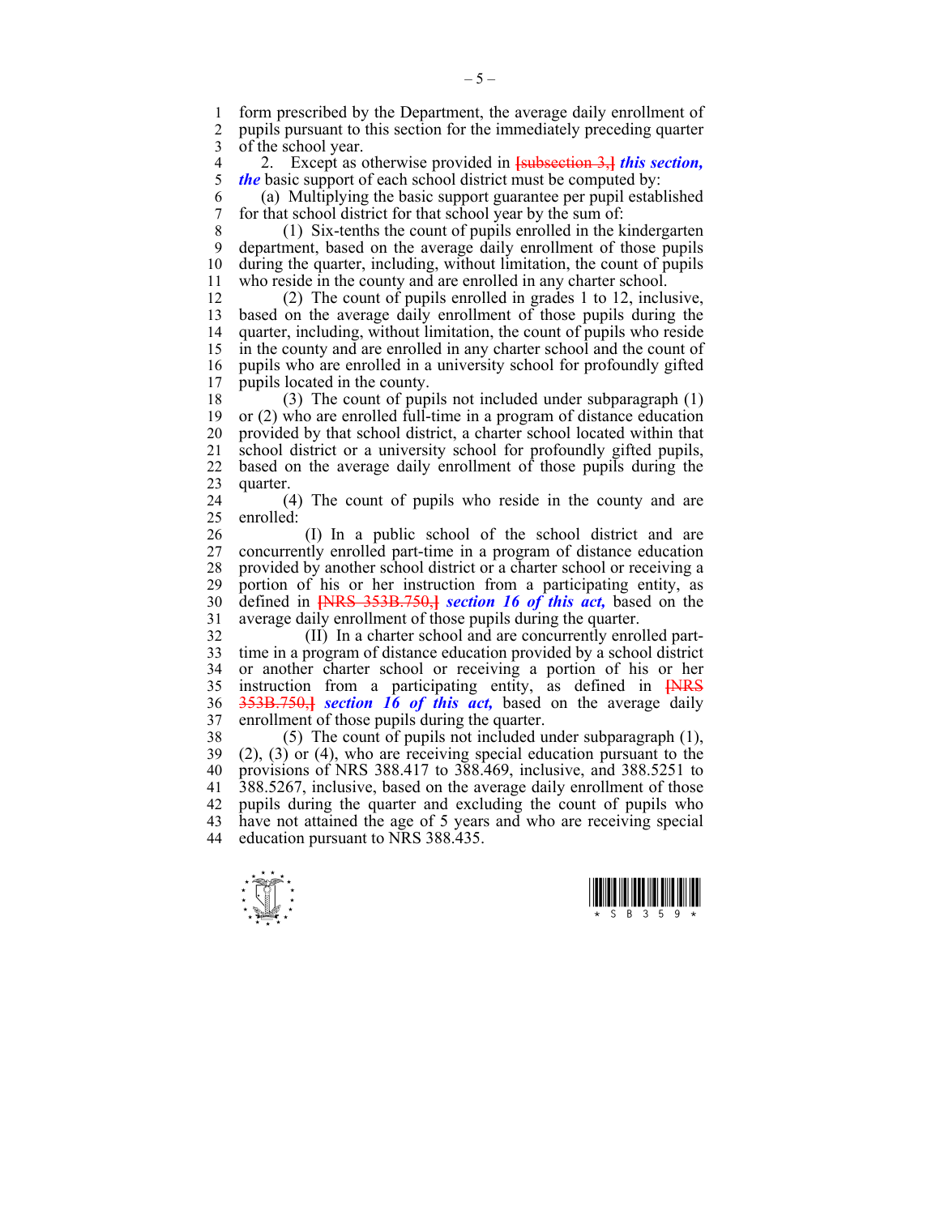form prescribed by the Department, the average daily enrollment of pupils pursuant to this section for the immediately preceding quarter of the school year.

2. Except as otherwise provided in ~~[subsection 3,]~~ ***this section, the*** basic support of each school district must be computed by:

(a) Multiplying the basic support guarantee per pupil established for that school district for that school year by the sum of:

(1) Six-tenths the count of pupils enrolled in the kindergarten department, based on the average daily enrollment of those pupils during the quarter, including, without limitation, the count of pupils who reside in the county and are enrolled in any charter school.

(2) The count of pupils enrolled in grades 1 to 12, inclusive, based on the average daily enrollment of those pupils during the quarter, including, without limitation, the count of pupils who reside in the county and are enrolled in any charter school and the count of pupils who are enrolled in a university school for profoundly gifted pupils located in the county.

(3) The count of pupils not included under subparagraph (1) or (2) who are enrolled full-time in a program of distance education provided by that school district, a charter school located within that school district or a university school for profoundly gifted pupils, based on the average daily enrollment of those pupils during the quarter.

(4) The count of pupils who reside in the county and are enrolled:

(I) In a public school of the school district and are concurrently enrolled part-time in a program of distance education provided by another school district or a charter school or receiving a portion of his or her instruction from a participating entity, as defined in ~~[NRS 353B.750,]~~ ***section 16 of this act,*** based on the average daily enrollment of those pupils during the quarter.

(II) In a charter school and are concurrently enrolled part-time in a program of distance education provided by a school district or another charter school or receiving a portion of his or her instruction from a participating entity, as defined in ~~[NRS 353B.750,]~~ ***section 16 of this act,*** based on the average daily enrollment of those pupils during the quarter.

(5) The count of pupils not included under subparagraph (1), (2), (3) or (4), who are receiving special education pursuant to the provisions of NRS 388.417 to 388.469, inclusive, and 388.5251 to 388.5267, inclusive, based on the average daily enrollment of those pupils during the quarter and excluding the count of pupils who have not attained the age of 5 years and who are receiving special education pursuant to NRS 388.435.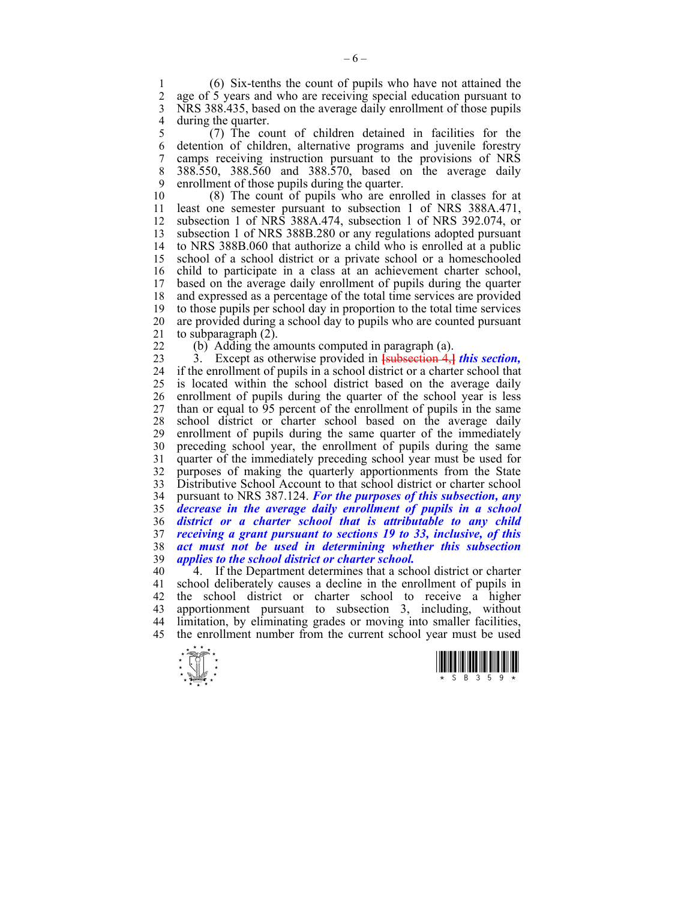(6) Six-tenths the count of pupils who have not attained the age of 5 years and who are receiving special education pursuant to NRS 388.435, based on the average daily enrollment of those pupils during the quarter.

(7) The count of children detained in facilities for the detention of children, alternative programs and juvenile forestry camps receiving instruction pursuant to the provisions of NRS 388.550, 388.560 and 388.570, based on the average daily enrollment of those pupils during the quarter.

(8) The count of pupils who are enrolled in classes for at least one semester pursuant to subsection 1 of NRS 388A.471, subsection 1 of NRS 388A.474, subsection 1 of NRS 392.074, or subsection 1 of NRS 388B.280 or any regulations adopted pursuant to NRS 388B.060 that authorize a child who is enrolled at a public school of a school district or a private school or a homeschooled child to participate in a class at an achievement charter school, based on the average daily enrollment of pupils during the quarter and expressed as a percentage of the total time services are provided to those pupils per school day in proportion to the total time services are provided during a school day to pupils who are counted pursuant to subparagraph (2).

(b) Adding the amounts computed in paragraph (a).

3. Except as otherwise provided in ~~[subsection 4,]~~ ***this section,*** if the enrollment of pupils in a school district or a charter school that is located within the school district based on the average daily enrollment of pupils during the quarter of the school year is less than or equal to 95 percent of the enrollment of pupils in the same school district or charter school based on the average daily enrollment of pupils during the same quarter of the immediately preceding school year, the enrollment of pupils during the same quarter of the immediately preceding school year must be used for purposes of making the quarterly apportionments from the State Distributive School Account to that school district or charter school pursuant to NRS 387.124. ***For the purposes of this subsection, any decrease in the average daily enrollment of pupils in a school district or a charter school that is attributable to any child receiving a grant pursuant to sections 19 to 33, inclusive, of this act must not be used in determining whether this subsection applies to the school district or charter school.***

4. If the Department determines that a school district or charter school deliberately causes a decline in the enrollment of pupils in the school district or charter school to receive a higher apportionment pursuant to subsection 3, including, without limitation, by eliminating grades or moving into smaller facilities, the enrollment number from the current school year must be used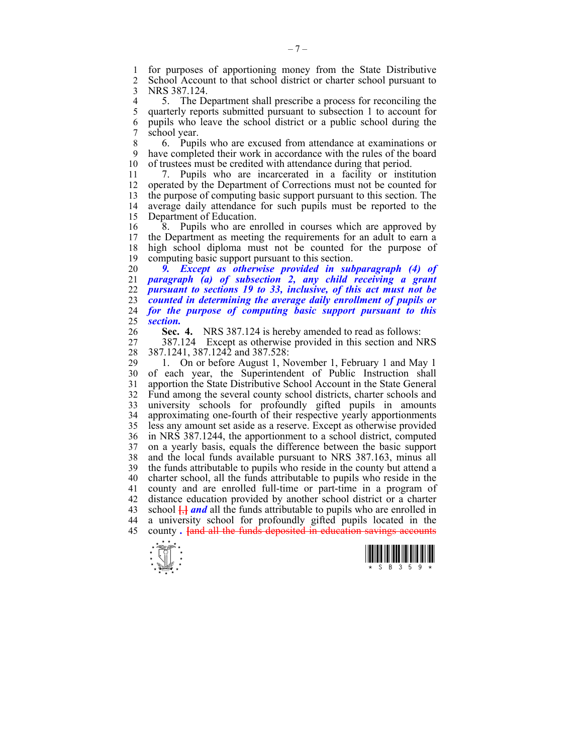for purposes of apportioning money from the State Distributive School Account to that school district or charter school pursuant to NRS 387.124.

5. The Department shall prescribe a process for reconciling the quarterly reports submitted pursuant to subsection 1 to account for pupils who leave the school district or a public school during the school year.

6. Pupils who are excused from attendance at examinations or have completed their work in accordance with the rules of the board of trustees must be credited with attendance during that period.

7. Pupils who are incarcerated in a facility or institution operated by the Department of Corrections must not be counted for the purpose of computing basic support pursuant to this section. The average daily attendance for such pupils must be reported to the Department of Education.

8. Pupils who are enrolled in courses which are approved by the Department as meeting the requirements for an adult to earn a high school diploma must not be counted for the purpose of computing basic support pursuant to this section.

***9. Except as otherwise provided in subparagraph (4) of paragraph (a) of subsection 2, any child receiving a grant pursuant to sections 19 to 33, inclusive, of this act must not be counted in determining the average daily enrollment of pupils or for the purpose of computing basic support pursuant to this section.***

**Sec. 4.** NRS 387.124 is hereby amended to read as follows:

387.124 Except as otherwise provided in this section and NRS 387.1241, 387.1242 and 387.528:

1. On or before August 1, November 1, February 1 and May 1 of each year, the Superintendent of Public Instruction shall apportion the State Distributive School Account in the State General Fund among the several county school districts, charter schools and university schools for profoundly gifted pupils in amounts approximating one-fourth of their respective yearly apportionments less any amount set aside as a reserve. Except as otherwise provided in NRS 387.1244, the apportionment to a school district, computed on a yearly basis, equals the difference between the basic support and the local funds available pursuant to NRS 387.163, minus all the funds attributable to pupils who reside in the county but attend a charter school, all the funds attributable to pupils who reside in the county and are enrolled full-time or part-time in a program of distance education provided by another school district or a charter school [,] ***and*** all the funds attributable to pupils who are enrolled in a university school for profoundly gifted pupils located in the county ***.*** [and all the funds deposited in education savings accounts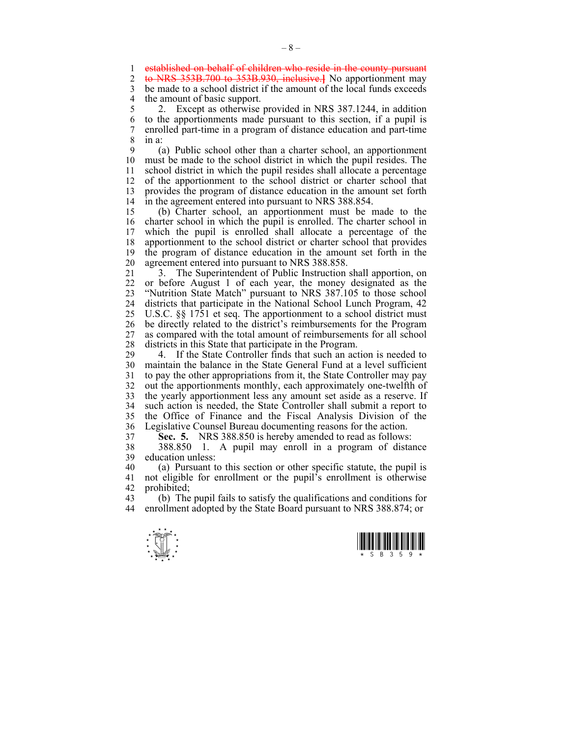~~established on behalf of children who reside in the county pursuant to NRS 353B.700 to 353B.930, inclusive.]~~ No apportionment may be made to a school district if the amount of the local funds exceeds the amount of basic support.

2. Except as otherwise provided in NRS 387.1244, in addition to the apportionments made pursuant to this section, if a pupil is enrolled part-time in a program of distance education and part-time in a:

(a) Public school other than a charter school, an apportionment must be made to the school district in which the pupil resides. The school district in which the pupil resides shall allocate a percentage of the apportionment to the school district or charter school that provides the program of distance education in the amount set forth in the agreement entered into pursuant to NRS 388.854.

(b) Charter school, an apportionment must be made to the charter school in which the pupil is enrolled. The charter school in which the pupil is enrolled shall allocate a percentage of the apportionment to the school district or charter school that provides the program of distance education in the amount set forth in the agreement entered into pursuant to NRS 388.858.

3. The Superintendent of Public Instruction shall apportion, on or before August 1 of each year, the money designated as the "Nutrition State Match" pursuant to NRS 387.105 to those school districts that participate in the National School Lunch Program, 42 U.S.C. §§ 1751 et seq. The apportionment to a school district must be directly related to the district's reimbursements for the Program as compared with the total amount of reimbursements for all school districts in this State that participate in the Program.

4. If the State Controller finds that such an action is needed to maintain the balance in the State General Fund at a level sufficient to pay the other appropriations from it, the State Controller may pay out the apportionments monthly, each approximately one-twelfth of the yearly apportionment less any amount set aside as a reserve. If such action is needed, the State Controller shall submit a report to the Office of Finance and the Fiscal Analysis Division of the Legislative Counsel Bureau documenting reasons for the action.

**Sec. 5.** NRS 388.850 is hereby amended to read as follows:

388.850 1. A pupil may enroll in a program of distance education unless:

(a) Pursuant to this section or other specific statute, the pupil is not eligible for enrollment or the pupil's enrollment is otherwise prohibited;

(b) The pupil fails to satisfy the qualifications and conditions for enrollment adopted by the State Board pursuant to NRS 388.874; or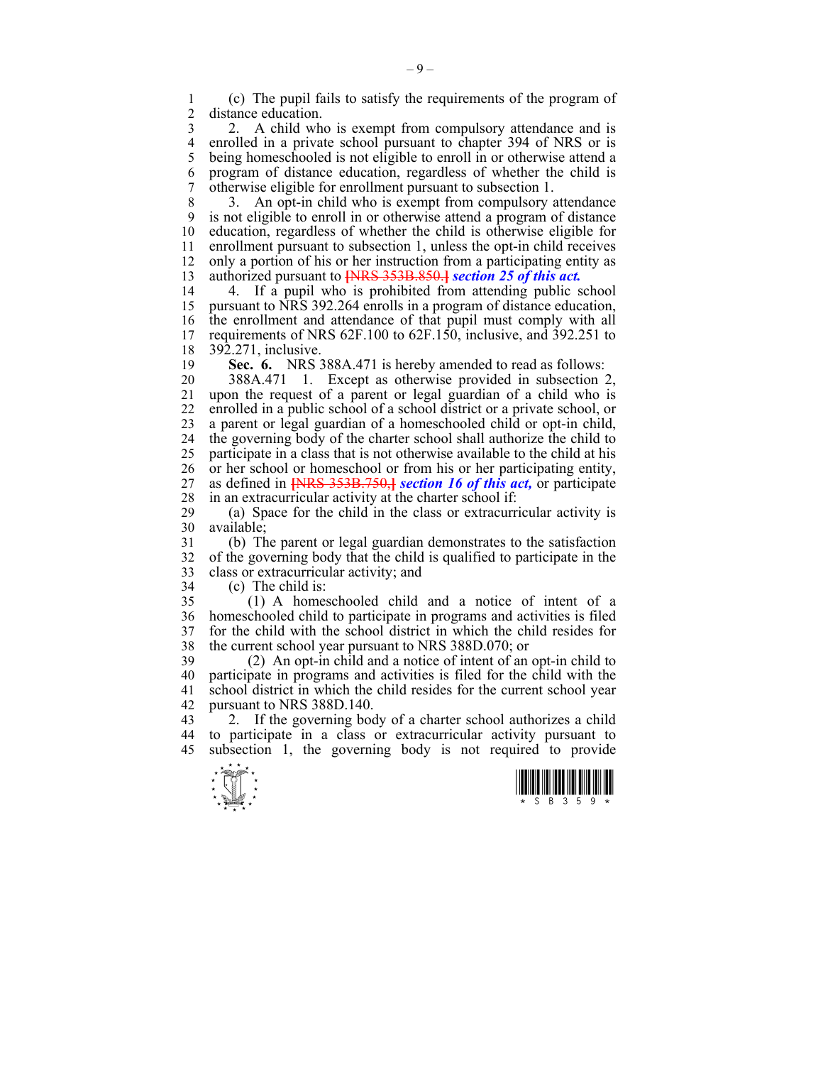(c) The pupil fails to satisfy the requirements of the program of distance education.

2. A child who is exempt from compulsory attendance and is enrolled in a private school pursuant to chapter 394 of NRS or is being homeschooled is not eligible to enroll in or otherwise attend a program of distance education, regardless of whether the child is otherwise eligible for enrollment pursuant to subsection 1.

3. An opt-in child who is exempt from compulsory attendance is not eligible to enroll in or otherwise attend a program of distance education, regardless of whether the child is otherwise eligible for enrollment pursuant to subsection 1, unless the opt-in child receives only a portion of his or her instruction from a participating entity as authorized pursuant to ~~[NRS 353B.850.]~~ ***section 25 of this act.***

4. If a pupil who is prohibited from attending public school pursuant to NRS 392.264 enrolls in a program of distance education, the enrollment and attendance of that pupil must comply with all requirements of NRS 62F.100 to 62F.150, inclusive, and 392.251 to 392.271, inclusive.

**Sec. 6.** NRS 388A.471 is hereby amended to read as follows:

388A.471 1. Except as otherwise provided in subsection 2, upon the request of a parent or legal guardian of a child who is enrolled in a public school of a school district or a private school, or a parent or legal guardian of a homeschooled child or opt-in child, the governing body of the charter school shall authorize the child to participate in a class that is not otherwise available to the child at his or her school or homeschool or from his or her participating entity, as defined in ~~[NRS 353B.750,]~~ ***section 16 of this act,*** or participate in an extracurricular activity at the charter school if:

(a) Space for the child in the class or extracurricular activity is available;

(b) The parent or legal guardian demonstrates to the satisfaction of the governing body that the child is qualified to participate in the class or extracurricular activity; and

(c) The child is:

(1) A homeschooled child and a notice of intent of a homeschooled child to participate in programs and activities is filed for the child with the school district in which the child resides for the current school year pursuant to NRS 388D.070; or

(2) An opt-in child and a notice of intent of an opt-in child to participate in programs and activities is filed for the child with the school district in which the child resides for the current school year pursuant to NRS 388D.140.

2. If the governing body of a charter school authorizes a child to participate in a class or extracurricular activity pursuant to subsection 1, the governing body is not required to provide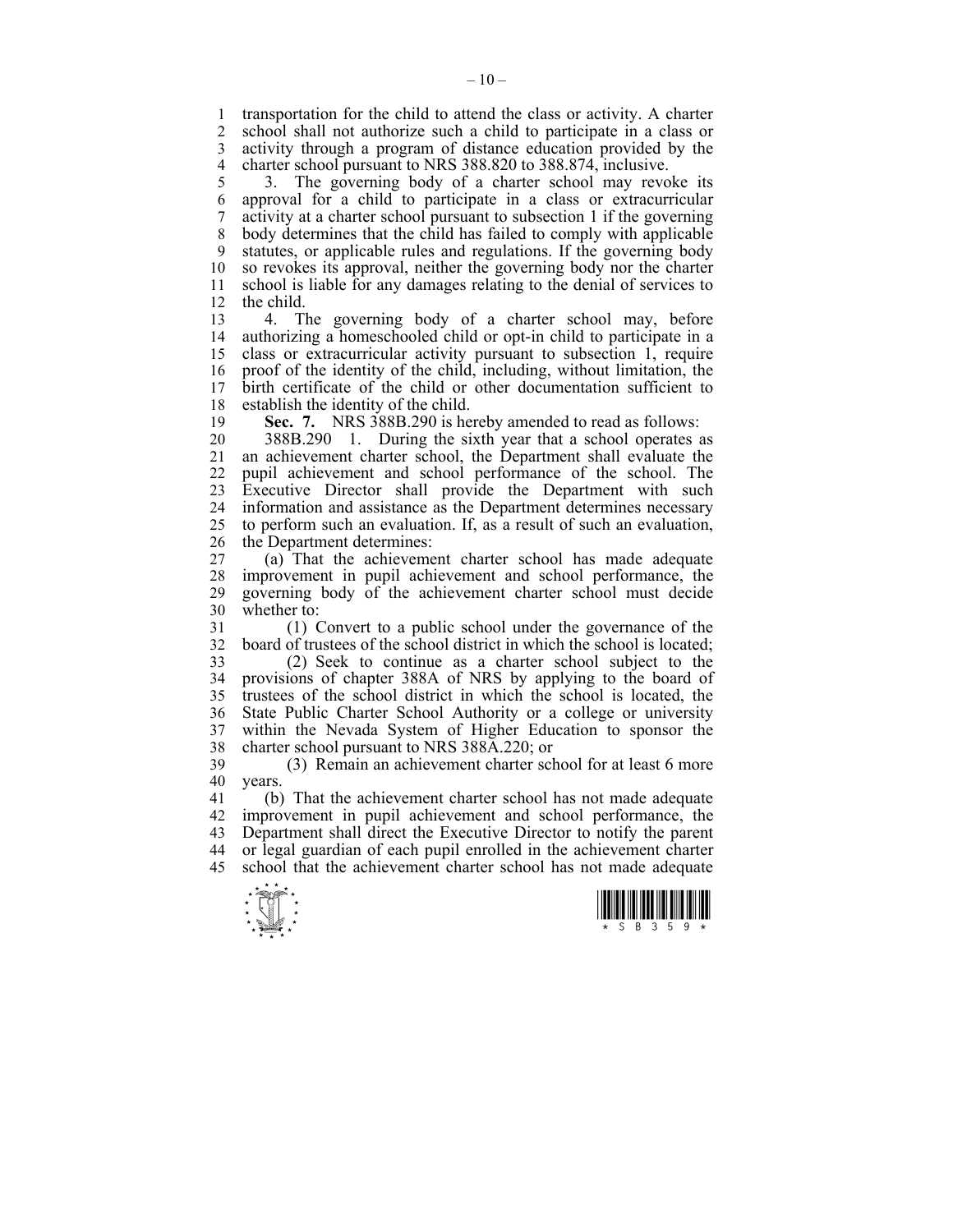transportation for the child to attend the class or activity. A charter school shall not authorize such a child to participate in a class or activity through a program of distance education provided by the charter school pursuant to NRS 388.820 to 388.874, inclusive.

3. The governing body of a charter school may revoke its approval for a child to participate in a class or extracurricular activity at a charter school pursuant to subsection 1 if the governing body determines that the child has failed to comply with applicable statutes, or applicable rules and regulations. If the governing body so revokes its approval, neither the governing body nor the charter school is liable for any damages relating to the denial of services to the child.

4. The governing body of a charter school may, before authorizing a homeschooled child or opt-in child to participate in a class or extracurricular activity pursuant to subsection 1, require proof of the identity of the child, including, without limitation, the birth certificate of the child or other documentation sufficient to establish the identity of the child.

**Sec. 7.** NRS 388B.290 is hereby amended to read as follows:

388B.290 1. During the sixth year that a school operates as an achievement charter school, the Department shall evaluate the pupil achievement and school performance of the school. The Executive Director shall provide the Department with such information and assistance as the Department determines necessary to perform such an evaluation. If, as a result of such an evaluation, the Department determines:

(a) That the achievement charter school has made adequate improvement in pupil achievement and school performance, the governing body of the achievement charter school must decide whether to:

(1) Convert to a public school under the governance of the board of trustees of the school district in which the school is located;

(2) Seek to continue as a charter school subject to the provisions of chapter 388A of NRS by applying to the board of trustees of the school district in which the school is located, the State Public Charter School Authority or a college or university within the Nevada System of Higher Education to sponsor the charter school pursuant to NRS 388A.220; or

(3) Remain an achievement charter school for at least 6 more years.

(b) That the achievement charter school has not made adequate improvement in pupil achievement and school performance, the Department shall direct the Executive Director to notify the parent or legal guardian of each pupil enrolled in the achievement charter school that the achievement charter school has not made adequate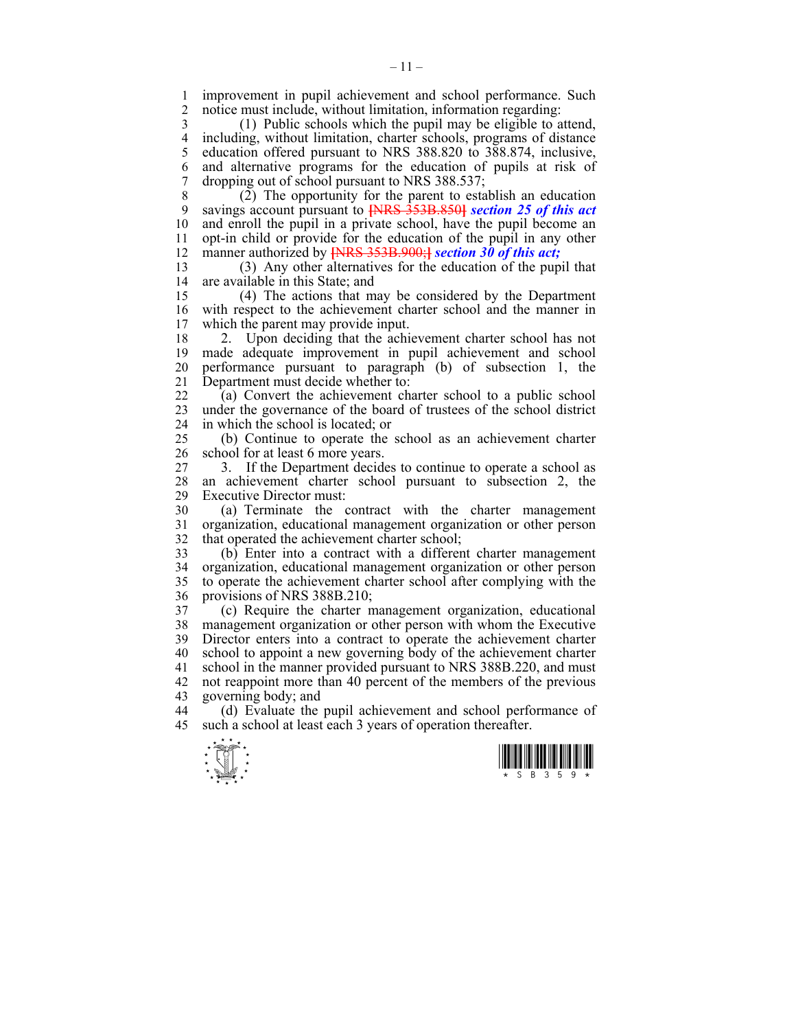improvement in pupil achievement and school performance. Such notice must include, without limitation, information regarding:

(1) Public schools which the pupil may be eligible to attend, including, without limitation, charter schools, programs of distance education offered pursuant to NRS 388.820 to 388.874, inclusive, and alternative programs for the education of pupils at risk of dropping out of school pursuant to NRS 388.537;

(2) The opportunity for the parent to establish an education savings account pursuant to ~~[NRS 353B.850]~~ ***section 25 of this act*** and enroll the pupil in a private school, have the pupil become an opt-in child or provide for the education of the pupil in any other manner authorized by ~~[NRS 353B.900;]~~ ***section 30 of this act;***

(3) Any other alternatives for the education of the pupil that are available in this State; and

(4) The actions that may be considered by the Department with respect to the achievement charter school and the manner in which the parent may provide input.

2. Upon deciding that the achievement charter school has not made adequate improvement in pupil achievement and school performance pursuant to paragraph (b) of subsection 1, the Department must decide whether to:

(a) Convert the achievement charter school to a public school under the governance of the board of trustees of the school district in which the school is located; or

(b) Continue to operate the school as an achievement charter school for at least 6 more years.

3. If the Department decides to continue to operate a school as an achievement charter school pursuant to subsection 2, the Executive Director must:

(a) Terminate the contract with the charter management organization, educational management organization or other person that operated the achievement charter school;

(b) Enter into a contract with a different charter management organization, educational management organization or other person to operate the achievement charter school after complying with the provisions of NRS 388B.210;

(c) Require the charter management organization, educational management organization or other person with whom the Executive Director enters into a contract to operate the achievement charter school to appoint a new governing body of the achievement charter school in the manner provided pursuant to NRS 388B.220, and must not reappoint more than 40 percent of the members of the previous governing body; and

(d) Evaluate the pupil achievement and school performance of such a school at least each 3 years of operation thereafter.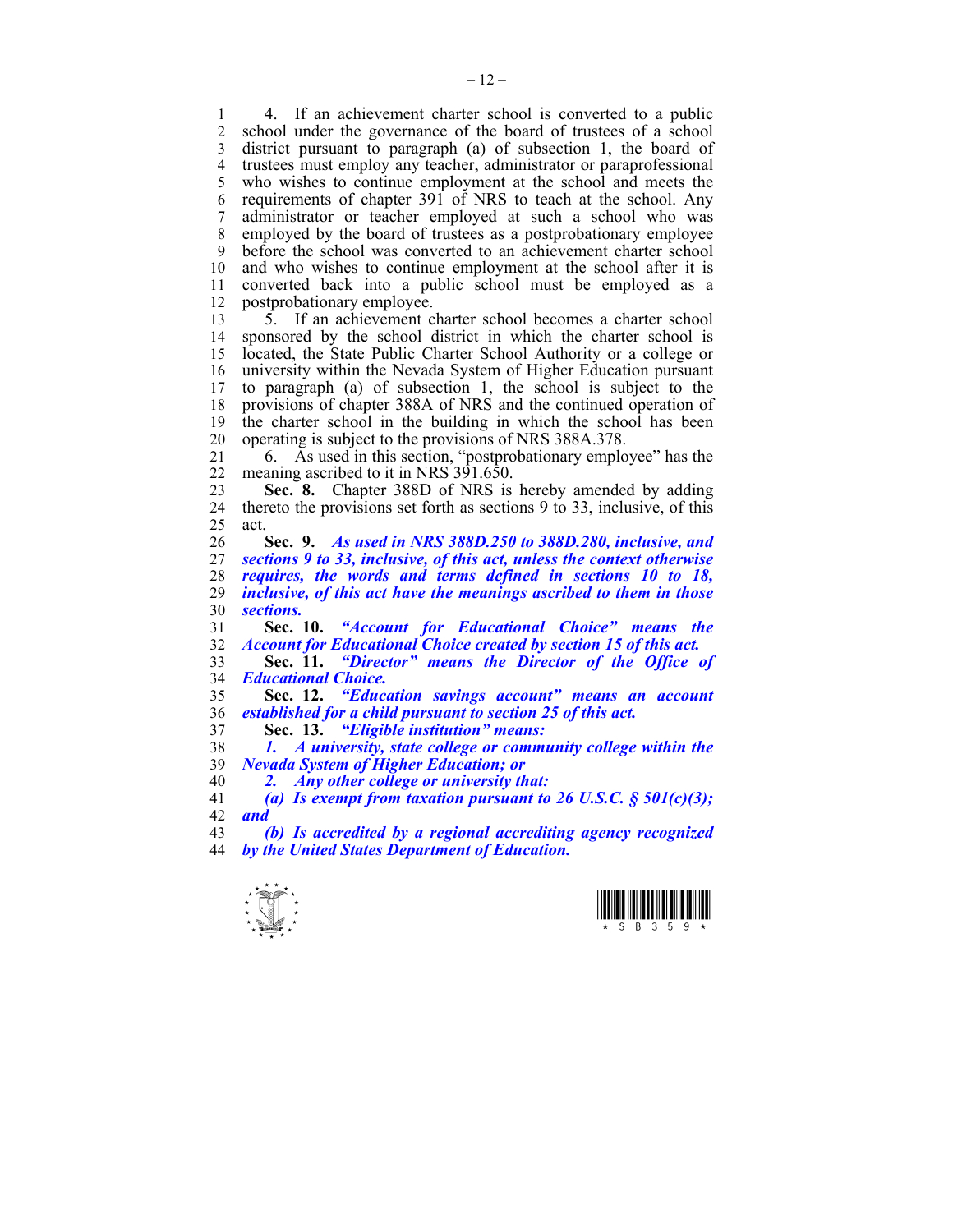4. If an achievement charter school is converted to a public school under the governance of the board of trustees of a school district pursuant to paragraph (a) of subsection 1, the board of trustees must employ any teacher, administrator or paraprofessional who wishes to continue employment at the school and meets the requirements of chapter 391 of NRS to teach at the school. Any administrator or teacher employed at such a school who was employed by the board of trustees as a postprobationary employee before the school was converted to an achievement charter school and who wishes to continue employment at the school after it is converted back into a public school must be employed as a postprobationary employee.

5. If an achievement charter school becomes a charter school sponsored by the school district in which the charter school is located, the State Public Charter School Authority or a college or university within the Nevada System of Higher Education pursuant to paragraph (a) of subsection 1, the school is subject to the provisions of chapter 388A of NRS and the continued operation of the charter school in the building in which the school has been operating is subject to the provisions of NRS 388A.378.

6. As used in this section, "postprobationary employee" has the meaning ascribed to it in NRS 391.650.

**Sec. 8.** Chapter 388D of NRS is hereby amended by adding thereto the provisions set forth as sections 9 to 33, inclusive, of this act.

**Sec. 9.** ***As used in NRS 388D.250 to 388D.280, inclusive, and sections 9 to 33, inclusive, of this act, unless the context otherwise requires, the words and terms defined in sections 10 to 18, inclusive, of this act have the meanings ascribed to them in those sections.***

**Sec. 10.** ***"Account for Educational Choice" means the Account for Educational Choice created by section 15 of this act.***

**Sec. 11.** ***"Director" means the Director of the Office of Educational Choice.***

**Sec. 12.** ***"Education savings account" means an account established for a child pursuant to section 25 of this act.***

**Sec. 13.** ***"Eligible institution" means:***

***1. A university, state college or community college within the Nevada System of Higher Education; or***

***2. Any other college or university that:***

***(a) Is exempt from taxation pursuant to 26 U.S.C. § 501(c)(3); and***

***(b) Is accredited by a regional accrediting agency recognized by the United States Department of Education.***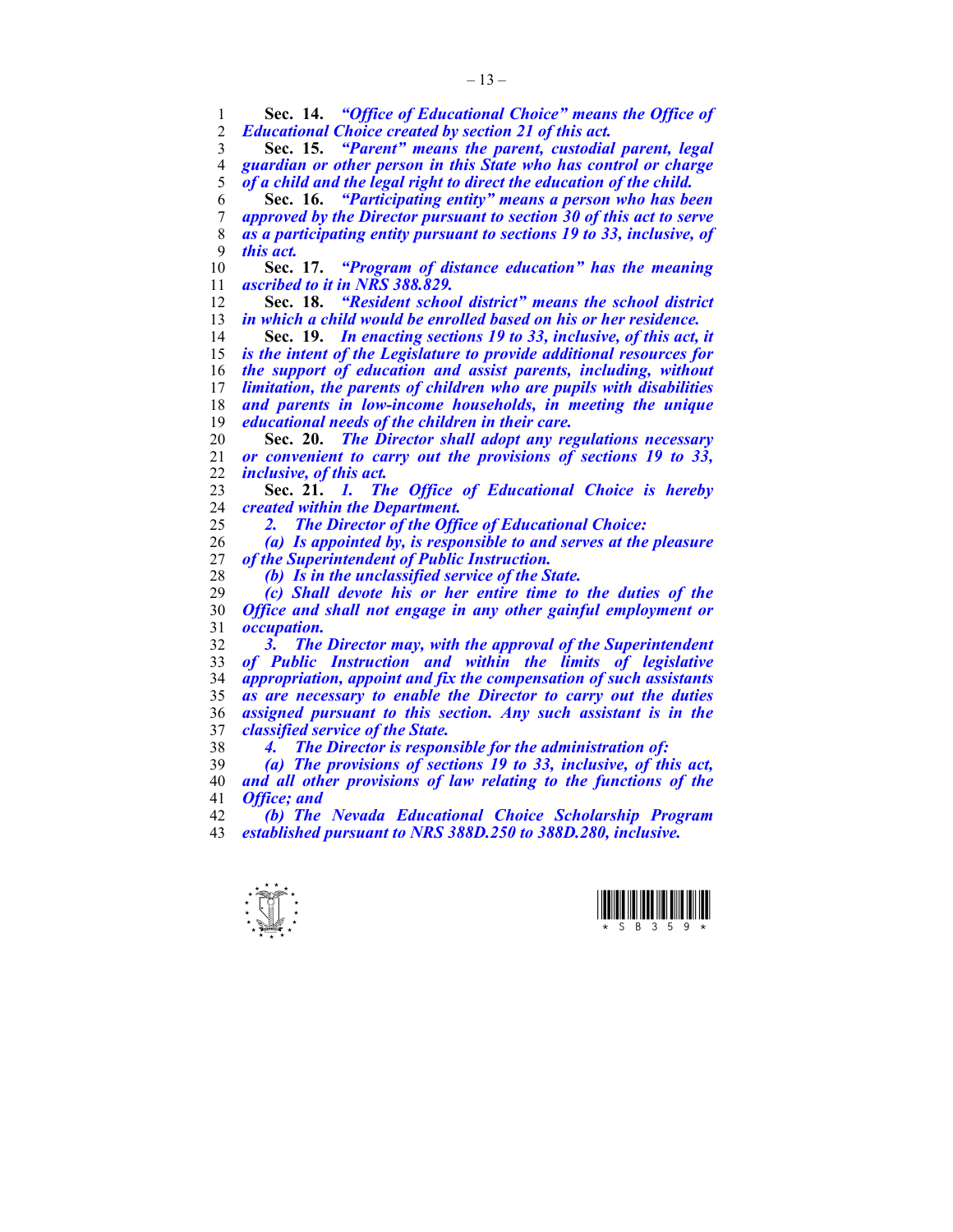**Sec. 14.** ***"Office of Educational Choice" means the Office of Educational Choice created by section 21 of this act.***

**Sec. 15.** ***"Parent" means the parent, custodial parent, legal guardian or other person in this State who has control or charge of a child and the legal right to direct the education of the child.***

**Sec. 16.** ***"Participating entity" means a person who has been approved by the Director pursuant to section 30 of this act to serve as a participating entity pursuant to sections 19 to 33, inclusive, of this act.***

**Sec. 17.** ***"Program of distance education" has the meaning ascribed to it in NRS 388.829.***

**Sec. 18.** ***"Resident school district" means the school district in which a child would be enrolled based on his or her residence.***

**Sec. 19.** ***In enacting sections 19 to 33, inclusive, of this act, it is the intent of the Legislature to provide additional resources for the support of education and assist parents, including, without limitation, the parents of children who are pupils with disabilities and parents in low-income households, in meeting the unique educational needs of the children in their care.***

**Sec. 20.** ***The Director shall adopt any regulations necessary or convenient to carry out the provisions of sections 19 to 33, inclusive, of this act.***

**Sec. 21.** ***1. The Office of Educational Choice is hereby created within the Department.***

***2. The Director of the Office of Educational Choice:***

***(a) Is appointed by, is responsible to and serves at the pleasure of the Superintendent of Public Instruction.***

***(b) Is in the unclassified service of the State.***

***(c) Shall devote his or her entire time to the duties of the Office and shall not engage in any other gainful employment or occupation.***

***3. The Director may, with the approval of the Superintendent of Public Instruction and within the limits of legislative appropriation, appoint and fix the compensation of such assistants as are necessary to enable the Director to carry out the duties assigned pursuant to this section. Any such assistant is in the classified service of the State.***

***4. The Director is responsible for the administration of:***

***(a) The provisions of sections 19 to 33, inclusive, of this act, and all other provisions of law relating to the functions of the Office; and***

***(b) The Nevada Educational Choice Scholarship Program established pursuant to NRS 388D.250 to 388D.280, inclusive.***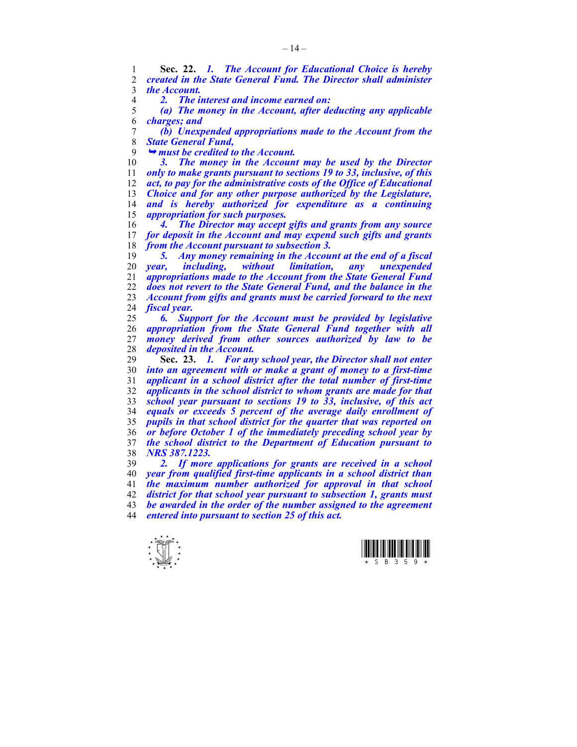**Sec. 22.** ***1. The Account for Educational Choice is hereby created in the State General Fund. The Director shall administer the Account.***

***2. The interest and income earned on:***

***(a) The money in the Account, after deducting any applicable charges; and***

***(b) Unexpended appropriations made to the Account from the State General Fund,***

***➥ must be credited to the Account.***

***3. The money in the Account may be used by the Director only to make grants pursuant to sections 19 to 33, inclusive, of this act, to pay for the administrative costs of the Office of Educational Choice and for any other purpose authorized by the Legislature, and is hereby authorized for expenditure as a continuing appropriation for such purposes.***

***4. The Director may accept gifts and grants from any source for deposit in the Account and may expend such gifts and grants from the Account pursuant to subsection 3.***

***5. Any money remaining in the Account at the end of a fiscal year, including, without limitation, any unexpended appropriations made to the Account from the State General Fund does not revert to the State General Fund, and the balance in the Account from gifts and grants must be carried forward to the next fiscal year.***

***6. Support for the Account must be provided by legislative appropriation from the State General Fund together with all money derived from other sources authorized by law to be deposited in the Account.***

**Sec. 23.** ***1. For any school year, the Director shall not enter into an agreement with or make a grant of money to a first-time applicant in a school district after the total number of first-time applicants in the school district to whom grants are made for that school year pursuant to sections 19 to 33, inclusive, of this act equals or exceeds 5 percent of the average daily enrollment of pupils in that school district for the quarter that was reported on or before October 1 of the immediately preceding school year by the school district to the Department of Education pursuant to NRS 387.1223.***

***2. If more applications for grants are received in a school year from qualified first-time applicants in a school district than the maximum number authorized for approval in that school district for that school year pursuant to subsection 1, grants must be awarded in the order of the number assigned to the agreement entered into pursuant to section 25 of this act.***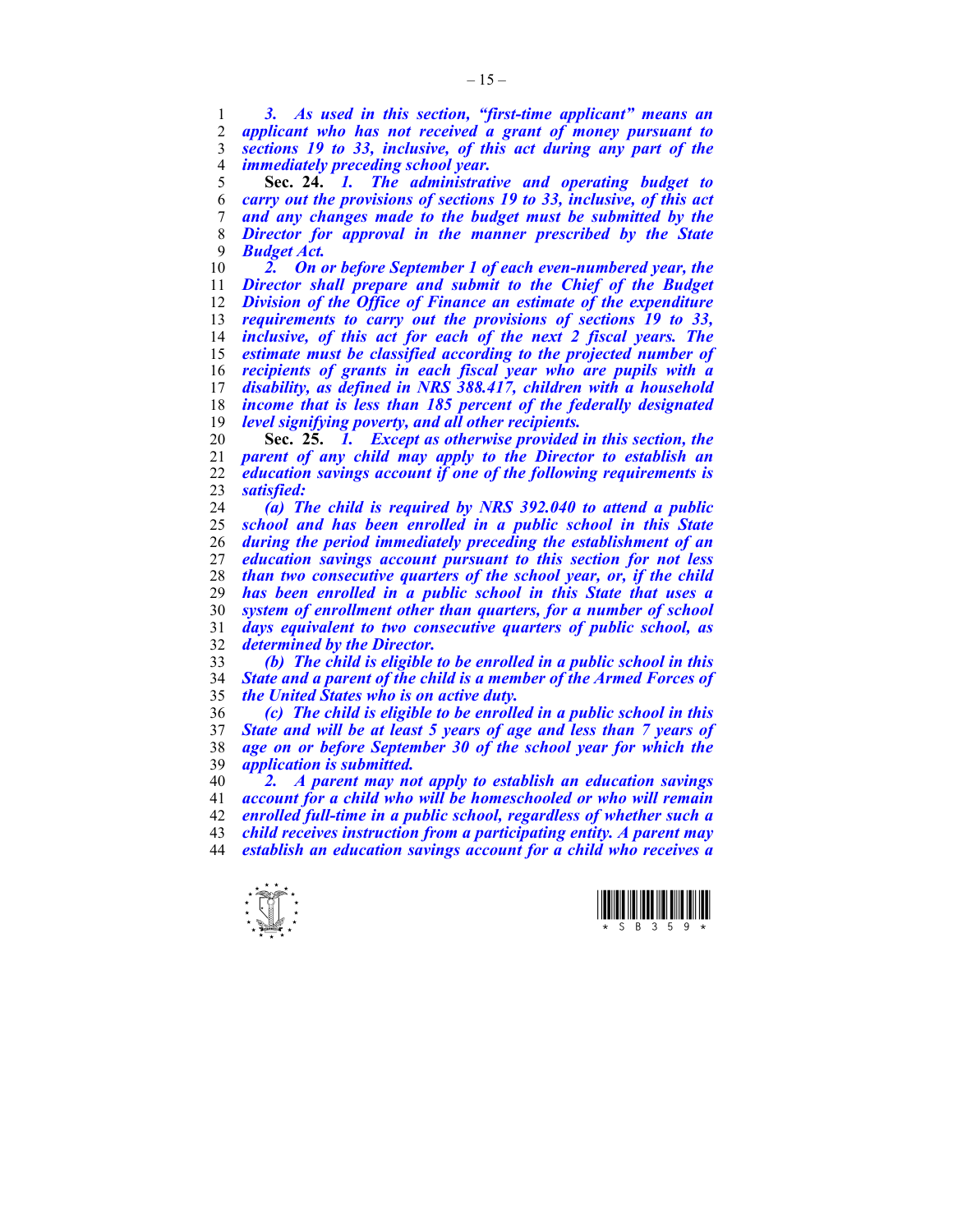*3. As used in this section, "first-time applicant" means an applicant who has not received a grant of money pursuant to sections 19 to 33, inclusive, of this act during any part of the immediately preceding school year.*

**Sec. 24.** *1. The administrative and operating budget to carry out the provisions of sections 19 to 33, inclusive, of this act and any changes made to the budget must be submitted by the Director for approval in the manner prescribed by the State Budget Act.*

*2. On or before September 1 of each even-numbered year, the Director shall prepare and submit to the Chief of the Budget Division of the Office of Finance an estimate of the expenditure requirements to carry out the provisions of sections 19 to 33, inclusive, of this act for each of the next 2 fiscal years. The estimate must be classified according to the projected number of recipients of grants in each fiscal year who are pupils with a disability, as defined in NRS 388.417, children with a household income that is less than 185 percent of the federally designated level signifying poverty, and all other recipients.*

**Sec. 25.** *1. Except as otherwise provided in this section, the parent of any child may apply to the Director to establish an education savings account if one of the following requirements is satisfied:*

*(a) The child is required by NRS 392.040 to attend a public school and has been enrolled in a public school in this State during the period immediately preceding the establishment of an education savings account pursuant to this section for not less than two consecutive quarters of the school year, or, if the child has been enrolled in a public school in this State that uses a system of enrollment other than quarters, for a number of school days equivalent to two consecutive quarters of public school, as determined by the Director.*

*(b) The child is eligible to be enrolled in a public school in this State and a parent of the child is a member of the Armed Forces of the United States who is on active duty.*

*(c) The child is eligible to be enrolled in a public school in this State and will be at least 5 years of age and less than 7 years of age on or before September 30 of the school year for which the application is submitted.*

*2. A parent may not apply to establish an education savings account for a child who will be homeschooled or who will remain enrolled full-time in a public school, regardless of whether such a child receives instruction from a participating entity. A parent may establish an education savings account for a child who receives a*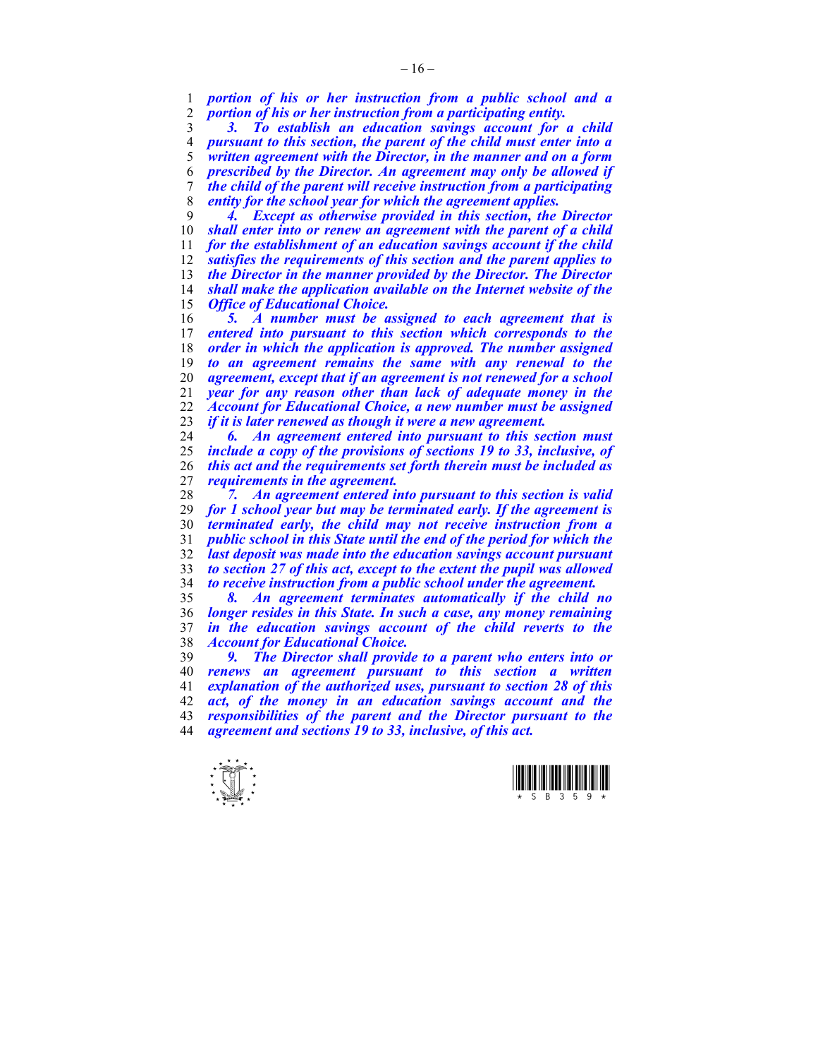***portion of his or her instruction from a public school and a portion of his or her instruction from a participating entity.***

***3. To establish an education savings account for a child pursuant to this section, the parent of the child must enter into a written agreement with the Director, in the manner and on a form prescribed by the Director. An agreement may only be allowed if the child of the parent will receive instruction from a participating entity for the school year for which the agreement applies.***

***4. Except as otherwise provided in this section, the Director shall enter into or renew an agreement with the parent of a child for the establishment of an education savings account if the child satisfies the requirements of this section and the parent applies to the Director in the manner provided by the Director. The Director shall make the application available on the Internet website of the Office of Educational Choice.***

***5. A number must be assigned to each agreement that is entered into pursuant to this section which corresponds to the order in which the application is approved. The number assigned to an agreement remains the same with any renewal to the agreement, except that if an agreement is not renewed for a school year for any reason other than lack of adequate money in the Account for Educational Choice, a new number must be assigned if it is later renewed as though it were a new agreement.***

***6. An agreement entered into pursuant to this section must include a copy of the provisions of sections 19 to 33, inclusive, of this act and the requirements set forth therein must be included as requirements in the agreement.***

***7. An agreement entered into pursuant to this section is valid for 1 school year but may be terminated early. If the agreement is terminated early, the child may not receive instruction from a public school in this State until the end of the period for which the last deposit was made into the education savings account pursuant to section 27 of this act, except to the extent the pupil was allowed to receive instruction from a public school under the agreement.***

***8. An agreement terminates automatically if the child no longer resides in this State. In such a case, any money remaining in the education savings account of the child reverts to the Account for Educational Choice.***

***9. The Director shall provide to a parent who enters into or renews an agreement pursuant to this section a written explanation of the authorized uses, pursuant to section 28 of this act, of the money in an education savings account and the responsibilities of the parent and the Director pursuant to the agreement and sections 19 to 33, inclusive, of this act.***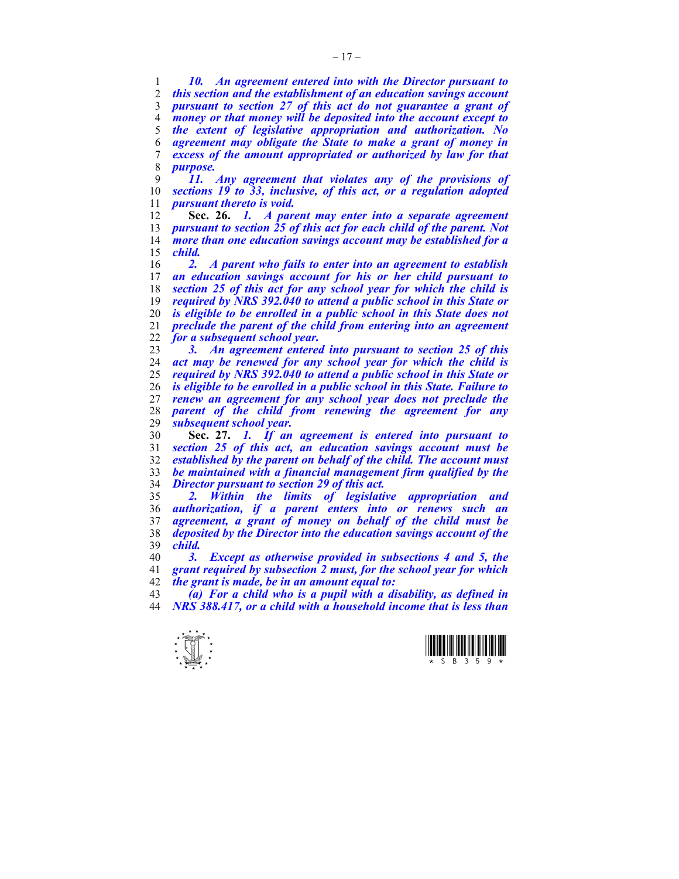*10. An agreement entered into with the Director pursuant to this section and the establishment of an education savings account pursuant to section 27 of this act do not guarantee a grant of money or that money will be deposited into the account except to the extent of legislative appropriation and authorization. No agreement may obligate the State to make a grant of money in excess of the amount appropriated or authorized by law for that purpose.*

*11. Any agreement that violates any of the provisions of sections 19 to 33, inclusive, of this act, or a regulation adopted pursuant thereto is void.*

**Sec. 26.** *1. A parent may enter into a separate agreement pursuant to section 25 of this act for each child of the parent. Not more than one education savings account may be established for a child.*

*2. A parent who fails to enter into an agreement to establish an education savings account for his or her child pursuant to section 25 of this act for any school year for which the child is required by NRS 392.040 to attend a public school in this State or is eligible to be enrolled in a public school in this State does not preclude the parent of the child from entering into an agreement for a subsequent school year.*

*3. An agreement entered into pursuant to section 25 of this act may be renewed for any school year for which the child is required by NRS 392.040 to attend a public school in this State or is eligible to be enrolled in a public school in this State. Failure to renew an agreement for any school year does not preclude the parent of the child from renewing the agreement for any subsequent school year.*

**Sec. 27.** *1. If an agreement is entered into pursuant to section 25 of this act, an education savings account must be established by the parent on behalf of the child. The account must be maintained with a financial management firm qualified by the Director pursuant to section 29 of this act.*

*2. Within the limits of legislative appropriation and authorization, if a parent enters into or renews such an agreement, a grant of money on behalf of the child must be deposited by the Director into the education savings account of the child.*

*3. Except as otherwise provided in subsections 4 and 5, the grant required by subsection 2 must, for the school year for which the grant is made, be in an amount equal to:*

*(a) For a child who is a pupil with a disability, as defined in NRS 388.417, or a child with a household income that is less than*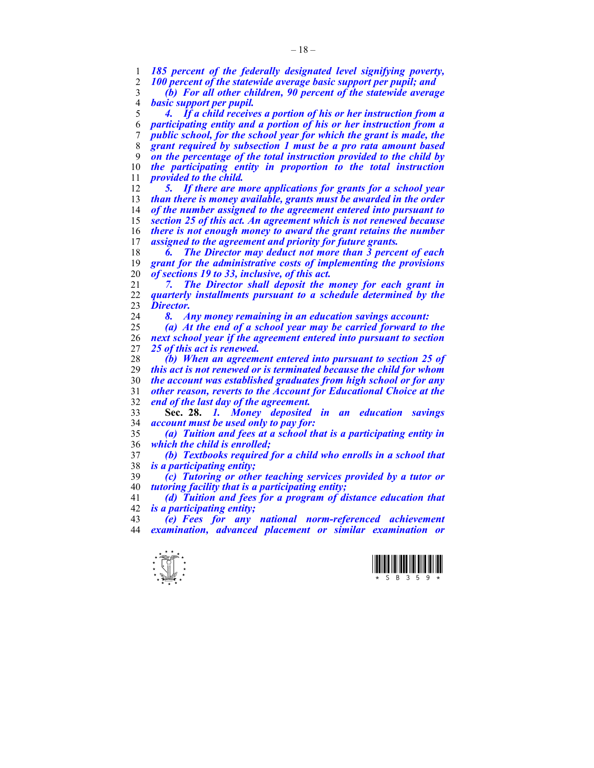*185 percent of the federally designated level signifying poverty, 100 percent of the statewide average basic support per pupil; and*

*(b) For all other children, 90 percent of the statewide average basic support per pupil.*

*4. If a child receives a portion of his or her instruction from a participating entity and a portion of his or her instruction from a public school, for the school year for which the grant is made, the grant required by subsection 1 must be a pro rata amount based on the percentage of the total instruction provided to the child by the participating entity in proportion to the total instruction provided to the child.*

*5. If there are more applications for grants for a school year than there is money available, grants must be awarded in the order of the number assigned to the agreement entered into pursuant to section 25 of this act. An agreement which is not renewed because there is not enough money to award the grant retains the number assigned to the agreement and priority for future grants.*

*6. The Director may deduct not more than 3 percent of each grant for the administrative costs of implementing the provisions of sections 19 to 33, inclusive, of this act.*

*7. The Director shall deposit the money for each grant in quarterly installments pursuant to a schedule determined by the Director.*

*8. Any money remaining in an education savings account:*

*(a) At the end of a school year may be carried forward to the next school year if the agreement entered into pursuant to section 25 of this act is renewed.*

*(b) When an agreement entered into pursuant to section 25 of this act is not renewed or is terminated because the child for whom the account was established graduates from high school or for any other reason, reverts to the Account for Educational Choice at the end of the last day of the agreement.*

**Sec. 28.** *1. Money deposited in an education savings account must be used only to pay for:*

*(a) Tuition and fees at a school that is a participating entity in which the child is enrolled;*

*(b) Textbooks required for a child who enrolls in a school that is a participating entity;*

*(c) Tutoring or other teaching services provided by a tutor or tutoring facility that is a participating entity;*

*(d) Tuition and fees for a program of distance education that is a participating entity;*

*(e) Fees for any national norm-referenced achievement examination, advanced placement or similar examination or*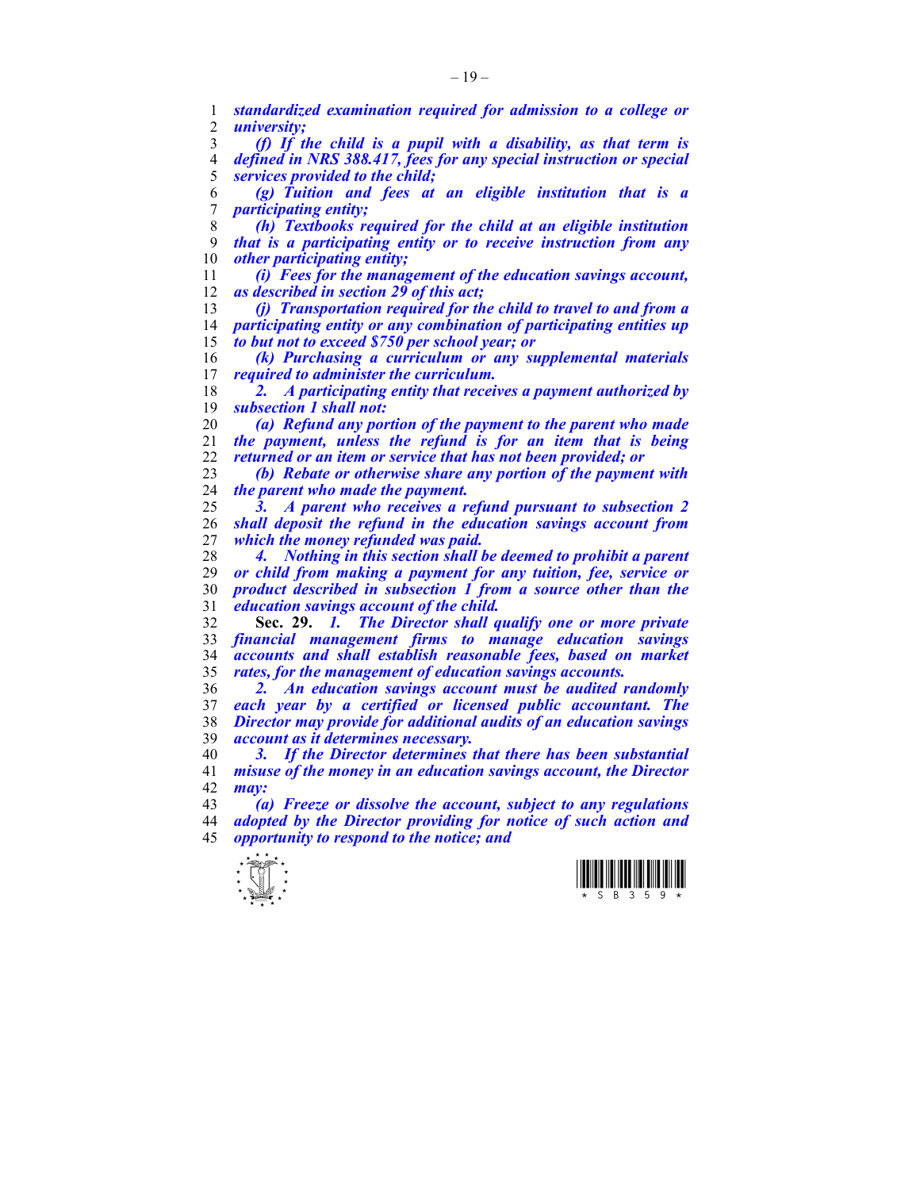***standardized examination required for admission to a college or university;***

***(f) If the child is a pupil with a disability, as that term is defined in NRS 388.417, fees for any special instruction or special services provided to the child;***

***(g) Tuition and fees at an eligible institution that is a participating entity;***

***(h) Textbooks required for the child at an eligible institution that is a participating entity or to receive instruction from any other participating entity;***

***(i) Fees for the management of the education savings account, as described in section 29 of this act;***

***(j) Transportation required for the child to travel to and from a participating entity or any combination of participating entities up to but not to exceed $750 per school year; or***

***(k) Purchasing a curriculum or any supplemental materials required to administer the curriculum.***

***2. A participating entity that receives a payment authorized by subsection 1 shall not:***

***(a) Refund any portion of the payment to the parent who made the payment, unless the refund is for an item that is being returned or an item or service that has not been provided; or***

***(b) Rebate or otherwise share any portion of the payment with the parent who made the payment.***

***3. A parent who receives a refund pursuant to subsection 2 shall deposit the refund in the education savings account from which the money refunded was paid.***

***4. Nothing in this section shall be deemed to prohibit a parent or child from making a payment for any tuition, fee, service or product described in subsection 1 from a source other than the education savings account of the child.***

**Sec. 29.** ***1. The Director shall qualify one or more private financial management firms to manage education savings accounts and shall establish reasonable fees, based on market rates, for the management of education savings accounts.***

***2. An education savings account must be audited randomly each year by a certified or licensed public accountant. The Director may provide for additional audits of an education savings account as it determines necessary.***

***3. If the Director determines that there has been substantial misuse of the money in an education savings account, the Director may:***

***(a) Freeze or dissolve the account, subject to any regulations adopted by the Director providing for notice of such action and opportunity to respond to the notice; and***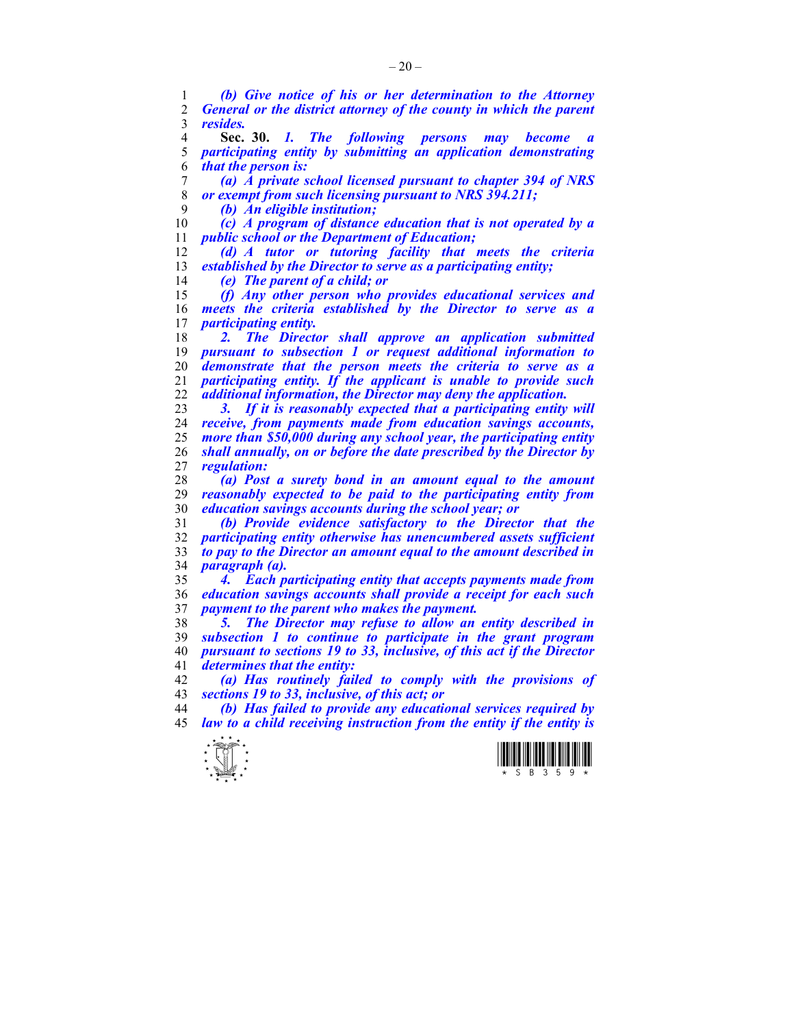*(b) Give notice of his or her determination to the Attorney General or the district attorney of the county in which the parent resides.*

**Sec. 30.** *1. The following persons may become a participating entity by submitting an application demonstrating that the person is:*

*(a) A private school licensed pursuant to chapter 394 of NRS or exempt from such licensing pursuant to NRS 394.211;*

*(b) An eligible institution;*

*(c) A program of distance education that is not operated by a public school or the Department of Education;*

*(d) A tutor or tutoring facility that meets the criteria established by the Director to serve as a participating entity;*

*(e) The parent of a child; or*

*(f) Any other person who provides educational services and meets the criteria established by the Director to serve as a participating entity.*

*2. The Director shall approve an application submitted pursuant to subsection 1 or request additional information to demonstrate that the person meets the criteria to serve as a participating entity. If the applicant is unable to provide such additional information, the Director may deny the application.*

*3. If it is reasonably expected that a participating entity will receive, from payments made from education savings accounts, more than $50,000 during any school year, the participating entity shall annually, on or before the date prescribed by the Director by regulation:*

*(a) Post a surety bond in an amount equal to the amount reasonably expected to be paid to the participating entity from education savings accounts during the school year; or*

*(b) Provide evidence satisfactory to the Director that the participating entity otherwise has unencumbered assets sufficient to pay to the Director an amount equal to the amount described in paragraph (a).*

*4. Each participating entity that accepts payments made from education savings accounts shall provide a receipt for each such payment to the parent who makes the payment.*

*5. The Director may refuse to allow an entity described in subsection 1 to continue to participate in the grant program pursuant to sections 19 to 33, inclusive, of this act if the Director determines that the entity:*

*(a) Has routinely failed to comply with the provisions of sections 19 to 33, inclusive, of this act; or*

*(b) Has failed to provide any educational services required by law to a child receiving instruction from the entity if the entity is*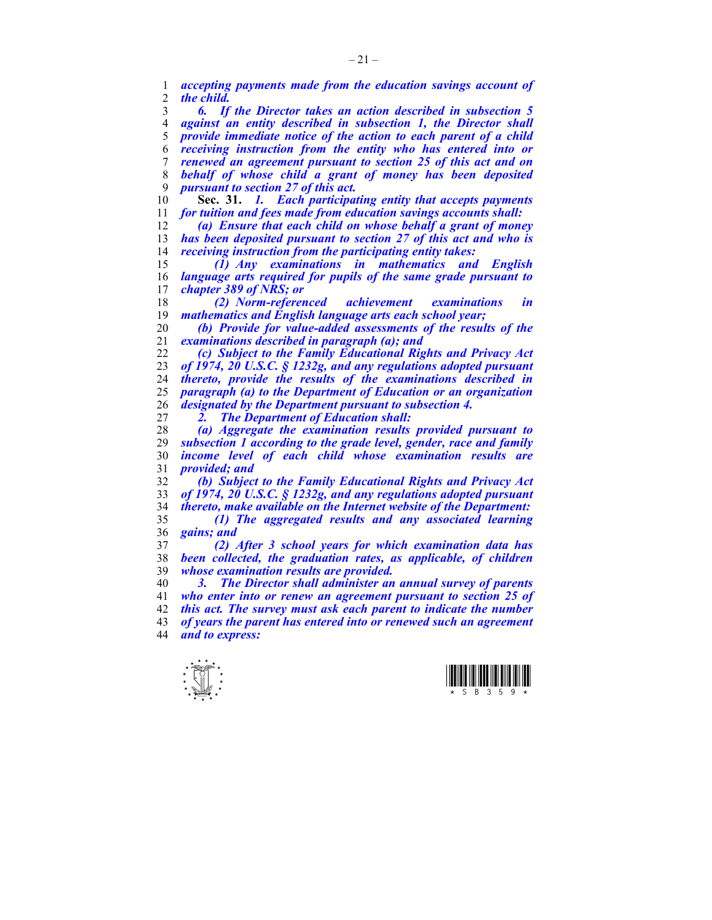*accepting payments made from the education savings account of the child.*

*6. If the Director takes an action described in subsection 5 against an entity described in subsection 1, the Director shall provide immediate notice of the action to each parent of a child receiving instruction from the entity who has entered into or renewed an agreement pursuant to section 25 of this act and on behalf of whose child a grant of money has been deposited pursuant to section 27 of this act.*

**Sec. 31.** *1. Each participating entity that accepts payments for tuition and fees made from education savings accounts shall:*

*(a) Ensure that each child on whose behalf a grant of money has been deposited pursuant to section 27 of this act and who is receiving instruction from the participating entity takes:*

*(1) Any examinations in mathematics and English language arts required for pupils of the same grade pursuant to chapter 389 of NRS; or*

*(2) Norm-referenced achievement examinations in mathematics and English language arts each school year;*

*(b) Provide for value-added assessments of the results of the examinations described in paragraph (a); and*

*(c) Subject to the Family Educational Rights and Privacy Act of 1974, 20 U.S.C. § 1232g, and any regulations adopted pursuant thereto, provide the results of the examinations described in paragraph (a) to the Department of Education or an organization designated by the Department pursuant to subsection 4.*

*2. The Department of Education shall:*

*(a) Aggregate the examination results provided pursuant to subsection 1 according to the grade level, gender, race and family income level of each child whose examination results are provided; and*

*(b) Subject to the Family Educational Rights and Privacy Act of 1974, 20 U.S.C. § 1232g, and any regulations adopted pursuant thereto, make available on the Internet website of the Department:*

*(1) The aggregated results and any associated learning gains; and*

*(2) After 3 school years for which examination data has been collected, the graduation rates, as applicable, of children whose examination results are provided.*

*3. The Director shall administer an annual survey of parents who enter into or renew an agreement pursuant to section 25 of this act. The survey must ask each parent to indicate the number of years the parent has entered into or renewed such an agreement and to express:*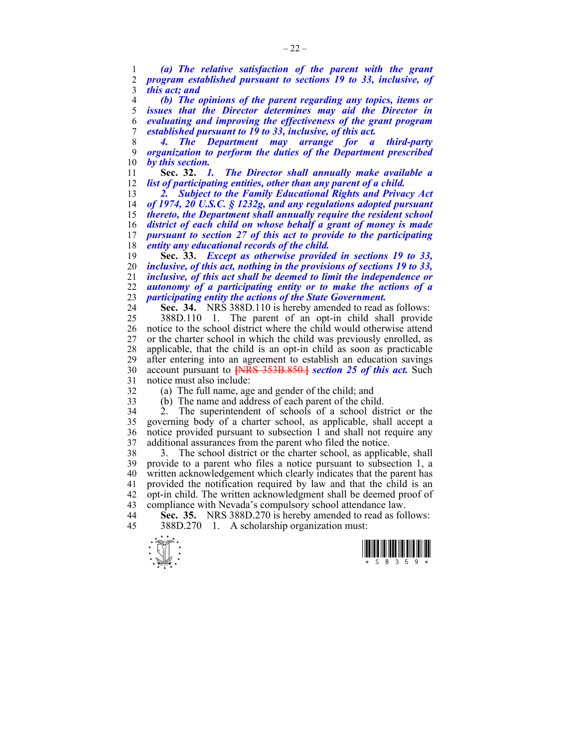***(a) The relative satisfaction of the parent with the grant program established pursuant to sections 19 to 33, inclusive, of this act; and***

***(b) The opinions of the parent regarding any topics, items or issues that the Director determines may aid the Director in evaluating and improving the effectiveness of the grant program established pursuant to 19 to 33, inclusive, of this act.***

***4. The Department may arrange for a third-party organization to perform the duties of the Department prescribed by this section.***

**Sec. 32.** ***1. The Director shall annually make available a list of participating entities, other than any parent of a child.***

***2. Subject to the Family Educational Rights and Privacy Act of 1974, 20 U.S.C. § 1232g, and any regulations adopted pursuant thereto, the Department shall annually require the resident school district of each child on whose behalf a grant of money is made pursuant to section 27 of this act to provide to the participating entity any educational records of the child.***

**Sec. 33.** ***Except as otherwise provided in sections 19 to 33, inclusive, of this act, nothing in the provisions of sections 19 to 33, inclusive, of this act shall be deemed to limit the independence or autonomy of a participating entity or to make the actions of a participating entity the actions of the State Government.***

**Sec. 34.** NRS 388D.110 is hereby amended to read as follows:

388D.110 1. The parent of an opt-in child shall provide notice to the school district where the child would otherwise attend or the charter school in which the child was previously enrolled, as applicable, that the child is an opt-in child as soon as practicable after entering into an agreement to establish an education savings account pursuant to ~~[NRS 353B.850.]~~ ***section 25 of this act.*** Such notice must also include:

(a) The full name, age and gender of the child; and

(b) The name and address of each parent of the child.

2. The superintendent of schools of a school district or the governing body of a charter school, as applicable, shall accept a notice provided pursuant to subsection 1 and shall not require any additional assurances from the parent who filed the notice.

3. The school district or the charter school, as applicable, shall provide to a parent who files a notice pursuant to subsection 1, a written acknowledgement which clearly indicates that the parent has provided the notification required by law and that the child is an opt-in child. The written acknowledgment shall be deemed proof of compliance with Nevada's compulsory school attendance law.

**Sec. 35.** NRS 388D.270 is hereby amended to read as follows:

388D.270 1. A scholarship organization must: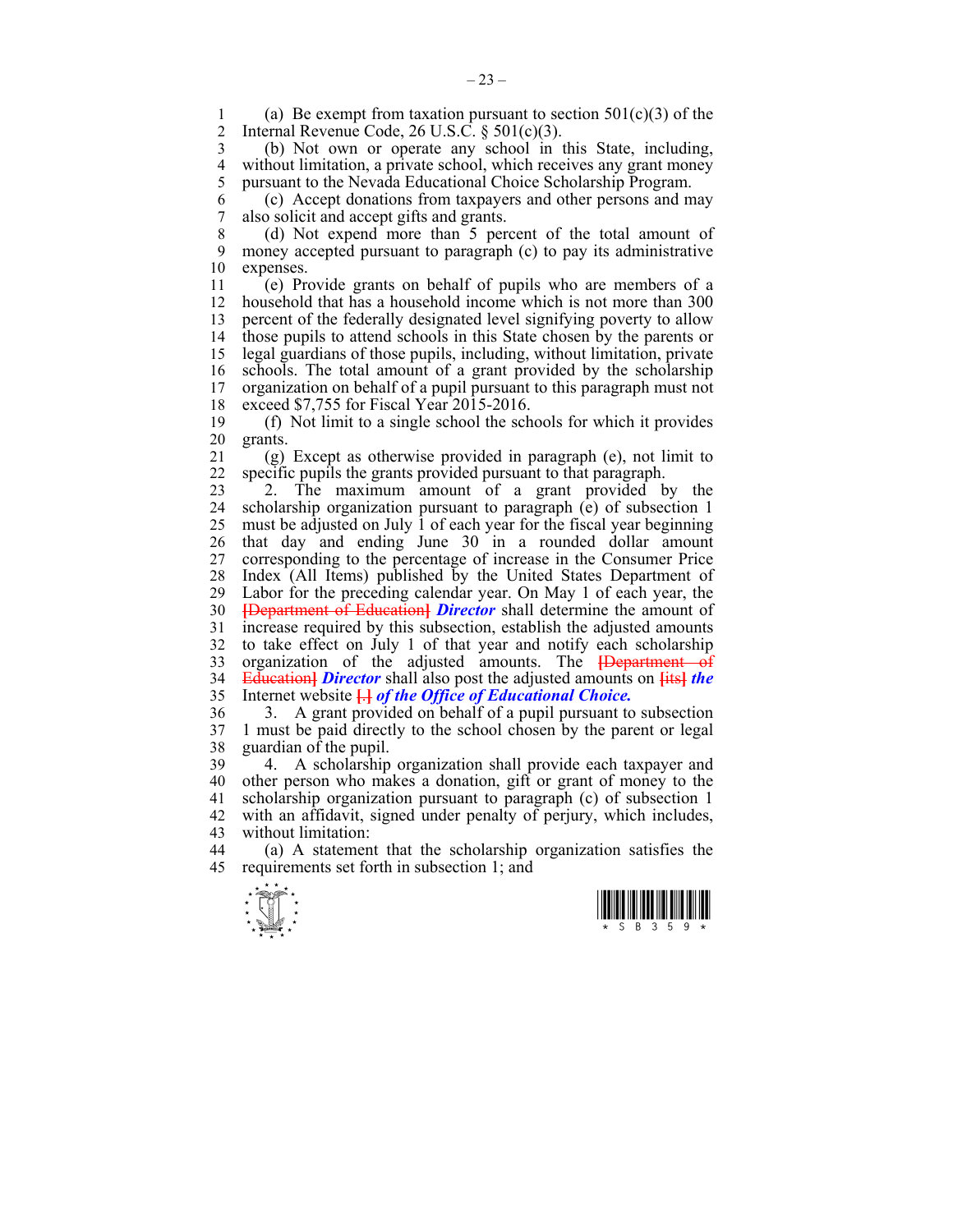(a) Be exempt from taxation pursuant to section 501(c)(3) of the Internal Revenue Code, 26 U.S.C. § 501(c)(3).

(b) Not own or operate any school in this State, including, without limitation, a private school, which receives any grant money pursuant to the Nevada Educational Choice Scholarship Program.

(c) Accept donations from taxpayers and other persons and may also solicit and accept gifts and grants.

(d) Not expend more than 5 percent of the total amount of money accepted pursuant to paragraph (c) to pay its administrative expenses.

(e) Provide grants on behalf of pupils who are members of a household that has a household income which is not more than 300 percent of the federally designated level signifying poverty to allow those pupils to attend schools in this State chosen by the parents or legal guardians of those pupils, including, without limitation, private schools. The total amount of a grant provided by the scholarship organization on behalf of a pupil pursuant to this paragraph must not exceed $7,755 for Fiscal Year 2015-2016.

(f) Not limit to a single school the schools for which it provides grants.

(g) Except as otherwise provided in paragraph (e), not limit to specific pupils the grants provided pursuant to that paragraph.

2. The maximum amount of a grant provided by the scholarship organization pursuant to paragraph (e) of subsection 1 must be adjusted on July 1 of each year for the fiscal year beginning that day and ending June 30 in a rounded dollar amount corresponding to the percentage of increase in the Consumer Price Index (All Items) published by the United States Department of Labor for the preceding calendar year. On May 1 of each year, the ~~[Department of Education]~~ ***Director*** shall determine the amount of increase required by this subsection, establish the adjusted amounts to take effect on July 1 of that year and notify each scholarship organization of the adjusted amounts. The ~~[Department of Education]~~ ***Director*** shall also post the adjusted amounts on ~~[its]~~ ***the*** Internet website ~~[.]~~ ***of the Office of Educational Choice.***

3. A grant provided on behalf of a pupil pursuant to subsection 1 must be paid directly to the school chosen by the parent or legal guardian of the pupil.

4. A scholarship organization shall provide each taxpayer and other person who makes a donation, gift or grant of money to the scholarship organization pursuant to paragraph (c) of subsection 1 with an affidavit, signed under penalty of perjury, which includes, without limitation:

(a) A statement that the scholarship organization satisfies the requirements set forth in subsection 1; and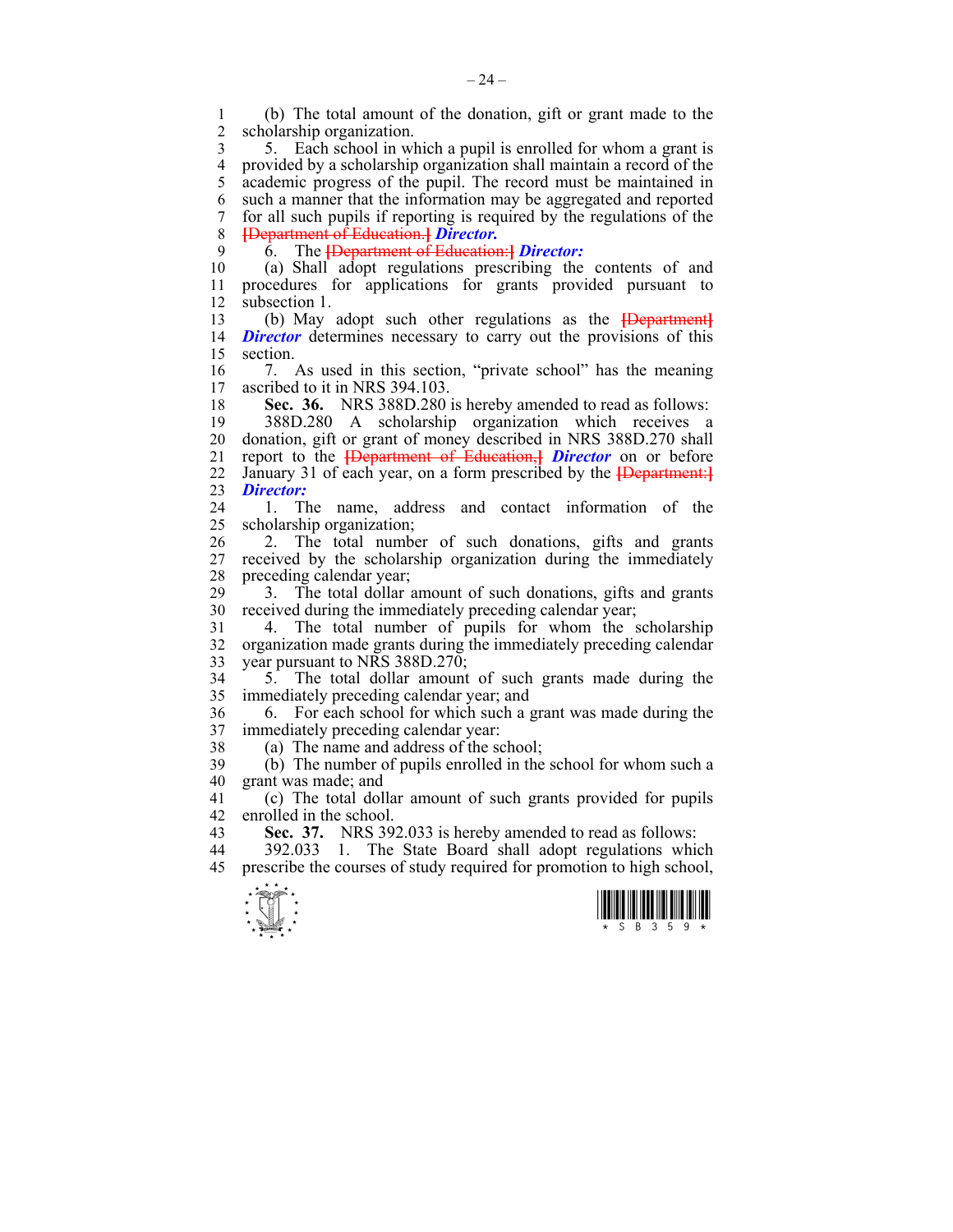(b) The total amount of the donation, gift or grant made to the scholarship organization.

5. Each school in which a pupil is enrolled for whom a grant is provided by a scholarship organization shall maintain a record of the academic progress of the pupil. The record must be maintained in such a manner that the information may be aggregated and reported for all such pupils if reporting is required by the regulations of the [Department of Education.] ***Director.***

6. The [Department of Education:] ***Director:***

(a) Shall adopt regulations prescribing the contents of and procedures for applications for grants provided pursuant to subsection 1.

(b) May adopt such other regulations as the [Department] ***Director*** determines necessary to carry out the provisions of this section.

7. As used in this section, "private school" has the meaning ascribed to it in NRS 394.103.

**Sec. 36.** NRS 388D.280 is hereby amended to read as follows:

388D.280 A scholarship organization which receives a donation, gift or grant of money described in NRS 388D.270 shall report to the [Department of Education,] ***Director*** on or before January 31 of each year, on a form prescribed by the [Department:] ***Director:***

1. The name, address and contact information of the scholarship organization;

2. The total number of such donations, gifts and grants received by the scholarship organization during the immediately preceding calendar year;

3. The total dollar amount of such donations, gifts and grants received during the immediately preceding calendar year;

4. The total number of pupils for whom the scholarship organization made grants during the immediately preceding calendar year pursuant to NRS 388D.270;

5. The total dollar amount of such grants made during the immediately preceding calendar year; and

6. For each school for which such a grant was made during the immediately preceding calendar year:

(a) The name and address of the school;

(b) The number of pupils enrolled in the school for whom such a grant was made; and

(c) The total dollar amount of such grants provided for pupils enrolled in the school.

**Sec. 37.** NRS 392.033 is hereby amended to read as follows:

392.033 1. The State Board shall adopt regulations which prescribe the courses of study required for promotion to high school,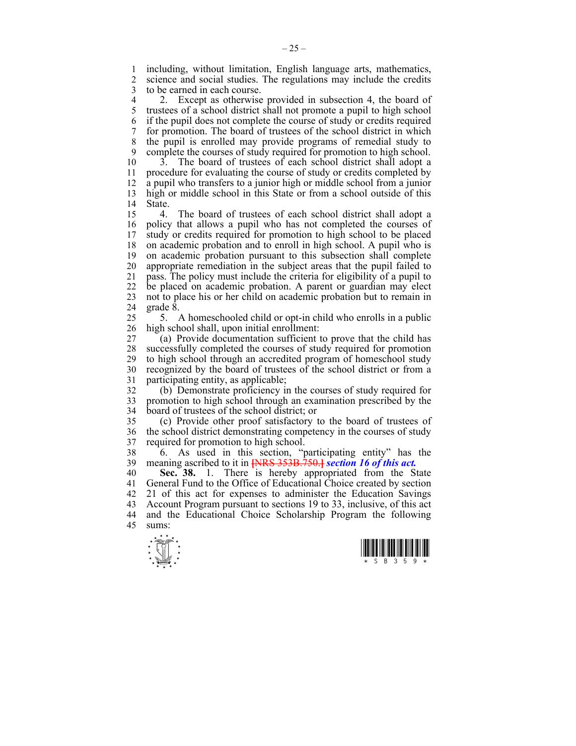including, without limitation, English language arts, mathematics, science and social studies. The regulations may include the credits to be earned in each course.

2. Except as otherwise provided in subsection 4, the board of trustees of a school district shall not promote a pupil to high school if the pupil does not complete the course of study or credits required for promotion. The board of trustees of the school district in which the pupil is enrolled may provide programs of remedial study to complete the courses of study required for promotion to high school.

3. The board of trustees of each school district shall adopt a procedure for evaluating the course of study or credits completed by a pupil who transfers to a junior high or middle school from a junior high or middle school in this State or from a school outside of this State.

4. The board of trustees of each school district shall adopt a policy that allows a pupil who has not completed the courses of study or credits required for promotion to high school to be placed on academic probation and to enroll in high school. A pupil who is on academic probation pursuant to this subsection shall complete appropriate remediation in the subject areas that the pupil failed to pass. The policy must include the criteria for eligibility of a pupil to be placed on academic probation. A parent or guardian may elect not to place his or her child on academic probation but to remain in grade 8.

5. A homeschooled child or opt-in child who enrolls in a public high school shall, upon initial enrollment:

(a) Provide documentation sufficient to prove that the child has successfully completed the courses of study required for promotion to high school through an accredited program of homeschool study recognized by the board of trustees of the school district or from a participating entity, as applicable;

(b) Demonstrate proficiency in the courses of study required for promotion to high school through an examination prescribed by the board of trustees of the school district; or

(c) Provide other proof satisfactory to the board of trustees of the school district demonstrating competency in the courses of study required for promotion to high school.

6. As used in this section, "participating entity" has the meaning ascribed to it in ~~[NRS 353B.750.]~~ ***section 16 of this act.***

**Sec. 38.** 1. There is hereby appropriated from the State General Fund to the Office of Educational Choice created by section 21 of this act for expenses to administer the Education Savings Account Program pursuant to sections 19 to 33, inclusive, of this act and the Educational Choice Scholarship Program the following sums: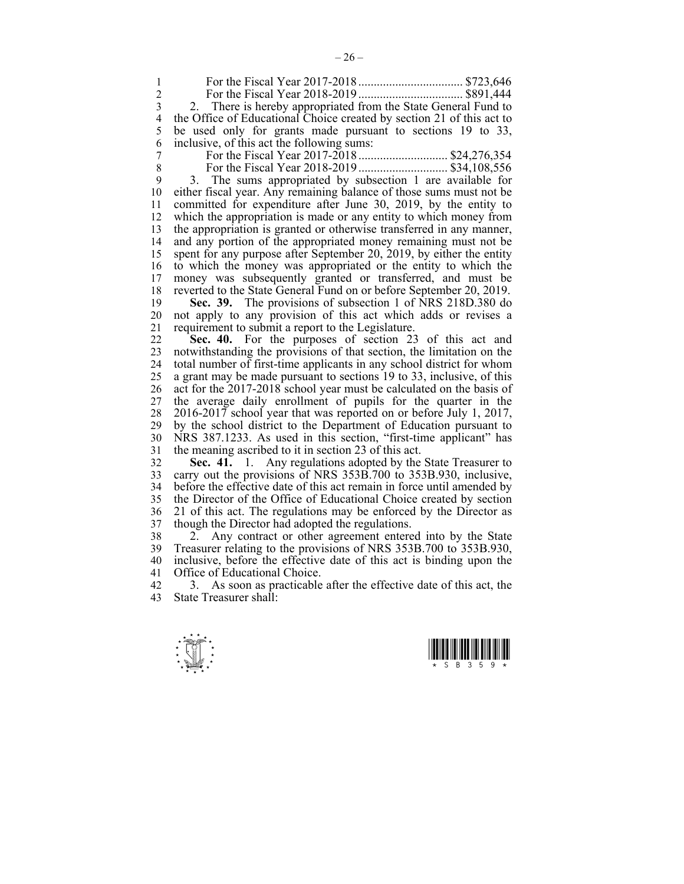For the Fiscal Year 2017-2018 .................................. $723,646
For the Fiscal Year 2018-2019 .................................. $891,444

2. There is hereby appropriated from the State General Fund to the Office of Educational Choice created by section 21 of this act to be used only for grants made pursuant to sections 19 to 33, inclusive, of this act the following sums:

For the Fiscal Year 2017-2018 ............................ $24,276,354
For the Fiscal Year 2018-2019 ............................ $34,108,556

3. The sums appropriated by subsection 1 are available for either fiscal year. Any remaining balance of those sums must not be committed for expenditure after June 30, 2019, by the entity to which the appropriation is made or any entity to which money from the appropriation is granted or otherwise transferred in any manner, and any portion of the appropriated money remaining must not be spent for any purpose after September 20, 2019, by either the entity to which the money was appropriated or the entity to which the money was subsequently granted or transferred, and must be reverted to the State General Fund on or before September 20, 2019.

**Sec. 39.** The provisions of subsection 1 of NRS 218D.380 do not apply to any provision of this act which adds or revises a requirement to submit a report to the Legislature.

**Sec. 40.** For the purposes of section 23 of this act and notwithstanding the provisions of that section, the limitation on the total number of first-time applicants in any school district for whom a grant may be made pursuant to sections 19 to 33, inclusive, of this act for the 2017-2018 school year must be calculated on the basis of the average daily enrollment of pupils for the quarter in the 2016-2017 school year that was reported on or before July 1, 2017, by the school district to the Department of Education pursuant to NRS 387.1233. As used in this section, "first-time applicant" has the meaning ascribed to it in section 23 of this act.

**Sec. 41.** 1. Any regulations adopted by the State Treasurer to carry out the provisions of NRS 353B.700 to 353B.930, inclusive, before the effective date of this act remain in force until amended by the Director of the Office of Educational Choice created by section 21 of this act. The regulations may be enforced by the Director as though the Director had adopted the regulations.

2. Any contract or other agreement entered into by the State Treasurer relating to the provisions of NRS 353B.700 to 353B.930, inclusive, before the effective date of this act is binding upon the Office of Educational Choice.

3. As soon as practicable after the effective date of this act, the State Treasurer shall: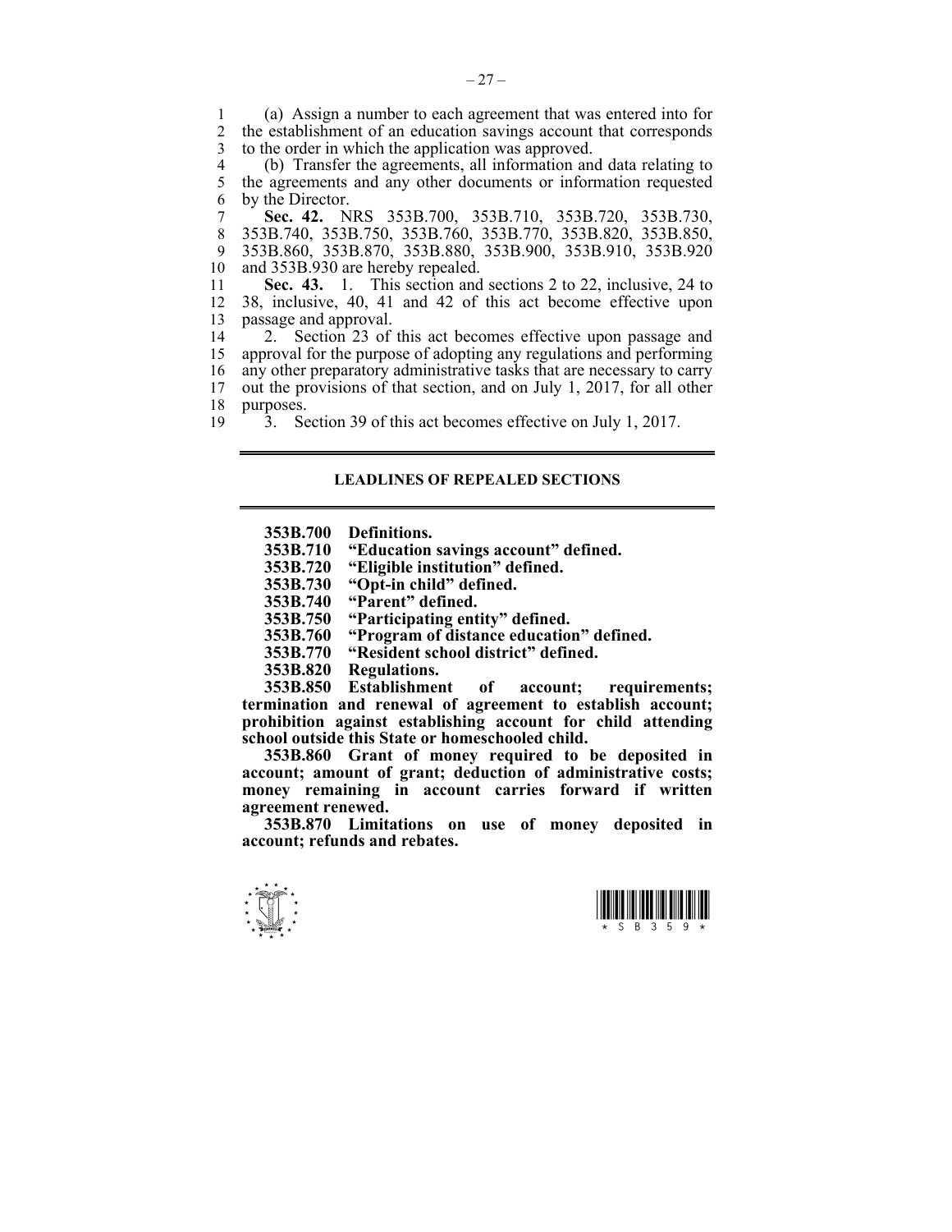(a) Assign a number to each agreement that was entered into for the establishment of an education savings account that corresponds to the order in which the application was approved.

(b) Transfer the agreements, all information and data relating to the agreements and any other documents or information requested by the Director.

**Sec. 42.** NRS 353B.700, 353B.710, 353B.720, 353B.730, 353B.740, 353B.750, 353B.760, 353B.770, 353B.820, 353B.850, 353B.860, 353B.870, 353B.880, 353B.900, 353B.910, 353B.920 and 353B.930 are hereby repealed.

**Sec. 43.** 1. This section and sections 2 to 22, inclusive, 24 to 38, inclusive, 40, 41 and 42 of this act become effective upon passage and approval.

2. Section 23 of this act becomes effective upon passage and approval for the purpose of adopting any regulations and performing any other preparatory administrative tasks that are necessary to carry out the provisions of that section, and on July 1, 2017, for all other purposes.

3. Section 39 of this act becomes effective on July 1, 2017.

---

## LEADLINES OF REPEALED SECTIONS

---

**353B.700 Definitions.**

**353B.710 "Education savings account" defined.**

**353B.720 "Eligible institution" defined.**

**353B.730 "Opt-in child" defined.**

**353B.740 "Parent" defined.**

**353B.750 "Participating entity" defined.**

**353B.760 "Program of distance education" defined.**

**353B.770 "Resident school district" defined.**

**353B.820 Regulations.**

**353B.850 Establishment of account; requirements; termination and renewal of agreement to establish account; prohibition against establishing account for child attending school outside this State or homeschooled child.**

**353B.860 Grant of money required to be deposited in account; amount of grant; deduction of administrative costs; money remaining in account carries forward if written agreement renewed.**

**353B.870 Limitations on use of money deposited in account; refunds and rebates.**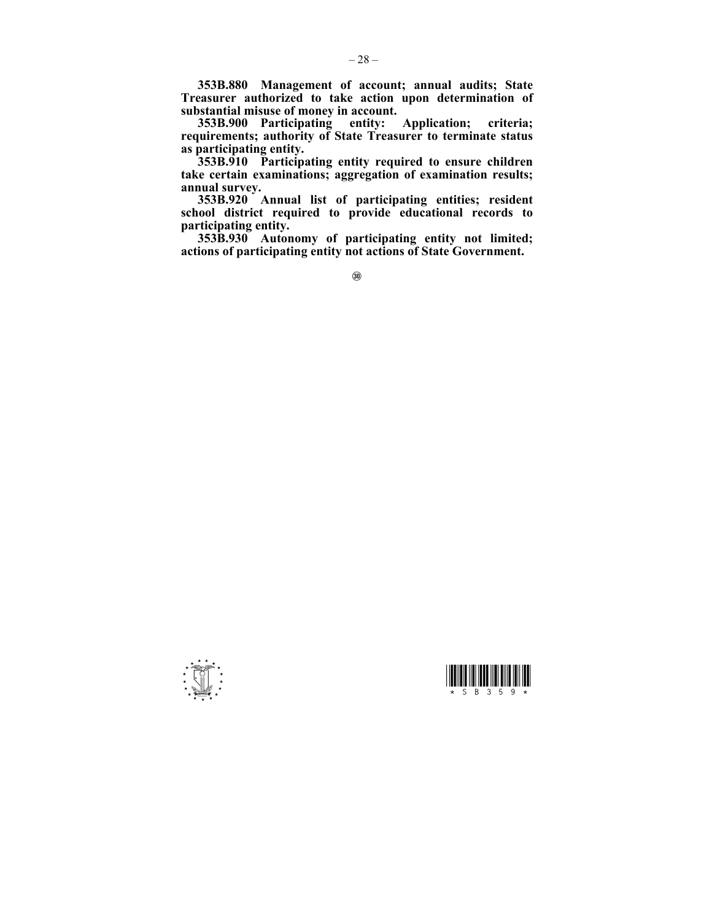**353B.880 Management of account; annual audits; State Treasurer authorized to take action upon determination of substantial misuse of money in account.**

**353B.900 Participating entity: Application; criteria; requirements; authority of State Treasurer to terminate status as participating entity.**

**353B.910 Participating entity required to ensure children take certain examinations; aggregation of examination results; annual survey.**

**353B.920 Annual list of participating entities; resident school district required to provide educational records to participating entity.**

**353B.930 Autonomy of participating entity not limited; actions of participating entity not actions of State Government.**

㉚